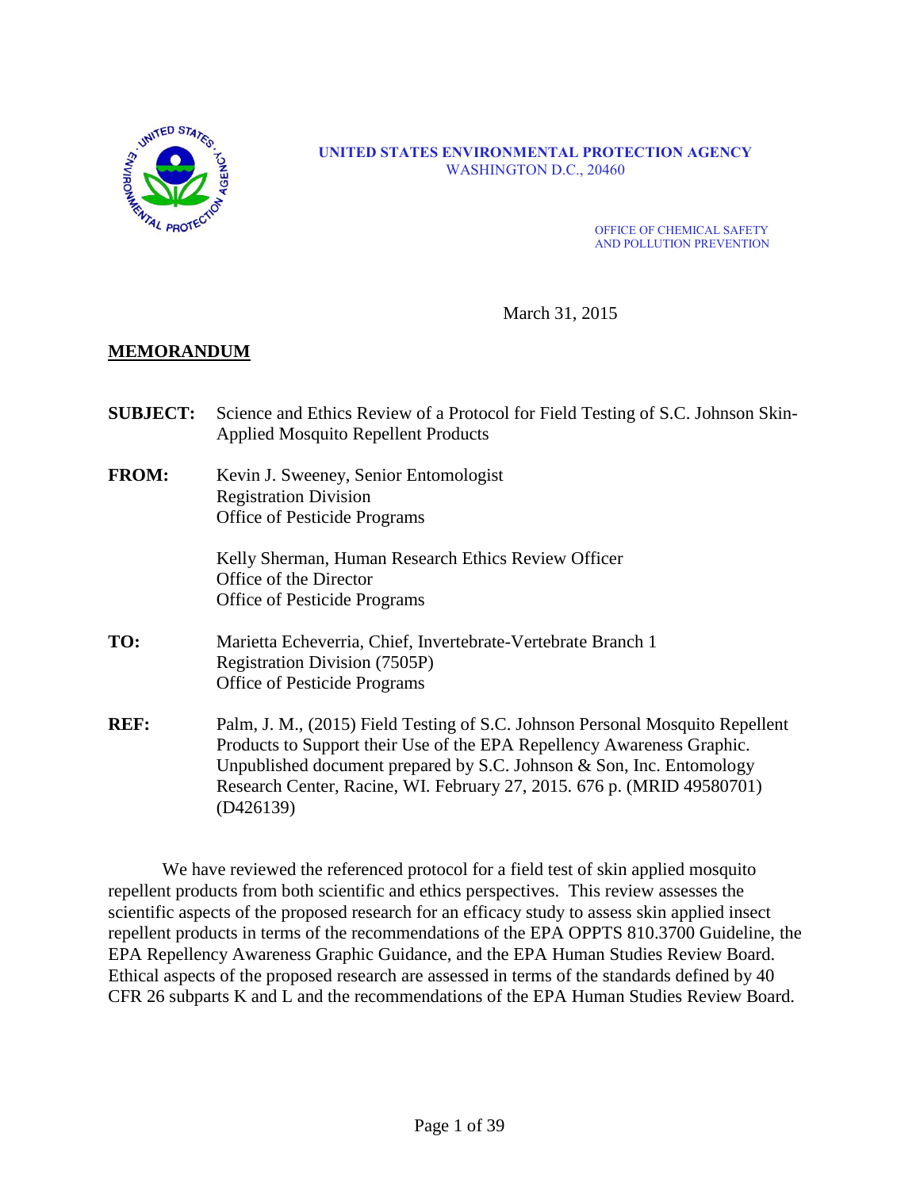**UNITED STATES ENVIRONMENTAL PROTECTION AGENCY**
WASHINGTON D.C., 20460

OFFICE OF CHEMICAL SAFETY
AND POLLUTION PREVENTION

March 31, 2015

**MEMORANDUM**

**SUBJECT:** Science and Ethics Review of a Protocol for Field Testing of S.C. Johnson Skin-Applied Mosquito Repellent Products

**FROM:** Kevin J. Sweeney, Senior Entomologist
Registration Division
Office of Pesticide Programs

Kelly Sherman, Human Research Ethics Review Officer
Office of the Director
Office of Pesticide Programs

**TO:** Marietta Echeverria, Chief, Invertebrate-Vertebrate Branch 1
Registration Division (7505P)
Office of Pesticide Programs

**REF:** Palm, J. M., (2015) Field Testing of S.C. Johnson Personal Mosquito Repellent Products to Support their Use of the EPA Repellency Awareness Graphic. Unpublished document prepared by S.C. Johnson & Son, Inc. Entomology Research Center, Racine, WI. February 27, 2015. 676 p. (MRID 49580701) (D426139)

We have reviewed the referenced protocol for a field test of skin applied mosquito repellent products from both scientific and ethics perspectives. This review assesses the scientific aspects of the proposed research for an efficacy study to assess skin applied insect repellent products in terms of the recommendations of the EPA OPPTS 810.3700 Guideline, the EPA Repellency Awareness Graphic Guidance, and the EPA Human Studies Review Board. Ethical aspects of the proposed research are assessed in terms of the standards defined by 40 CFR 26 subparts K and L and the recommendations of the EPA Human Studies Review Board.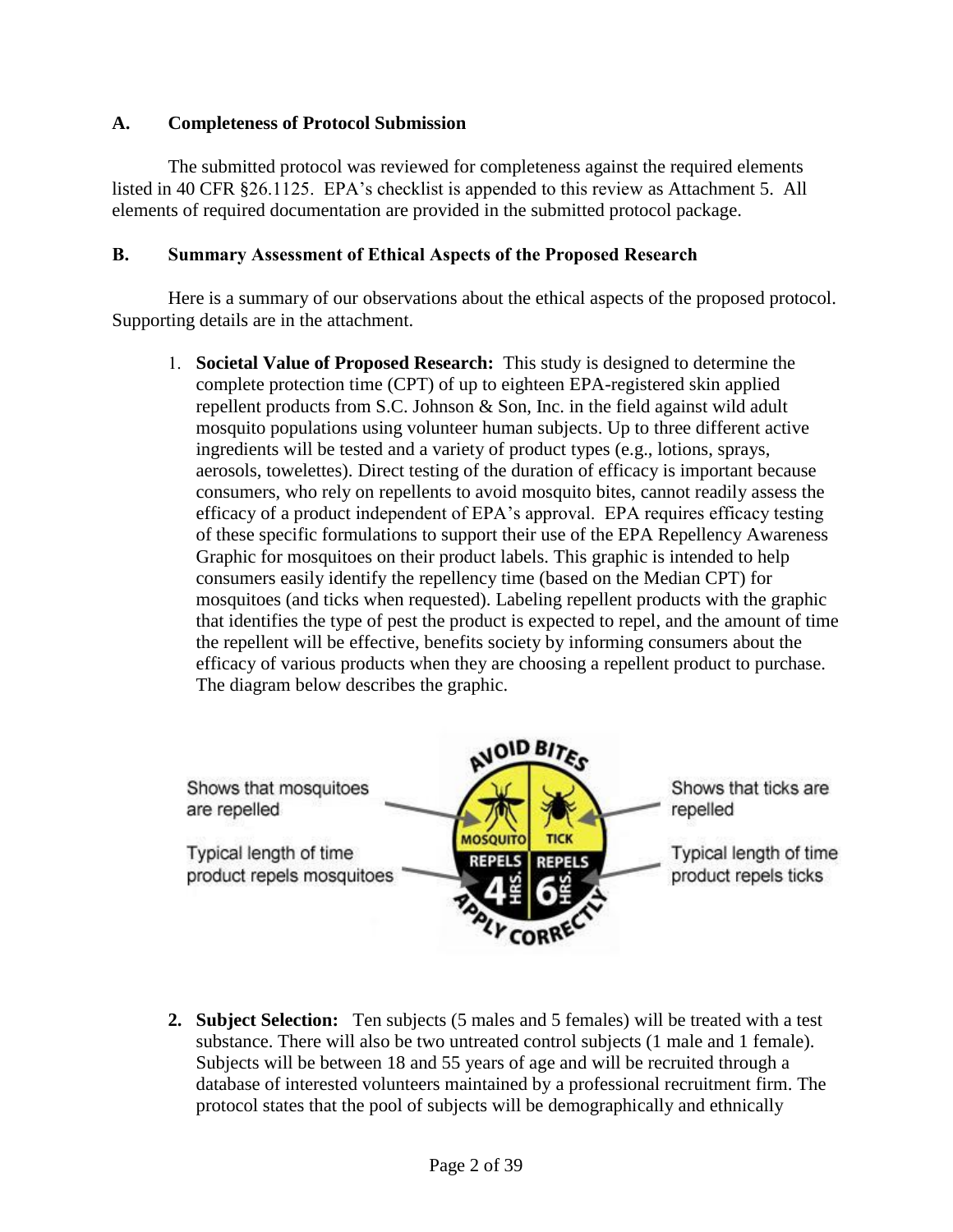## A. Completeness of Protocol Submission

The submitted protocol was reviewed for completeness against the required elements listed in 40 CFR §26.1125. EPA's checklist is appended to this review as Attachment 5. All elements of required documentation are provided in the submitted protocol package.

## B. Summary Assessment of Ethical Aspects of the Proposed Research

Here is a summary of our observations about the ethical aspects of the proposed protocol. Supporting details are in the attachment.

1. **Societal Value of Proposed Research:** This study is designed to determine the complete protection time (CPT) of up to eighteen EPA-registered skin applied repellent products from S.C. Johnson & Son, Inc. in the field against wild adult mosquito populations using volunteer human subjects. Up to three different active ingredients will be tested and a variety of product types (e.g., lotions, sprays, aerosols, towelettes). Direct testing of the duration of efficacy is important because consumers, who rely on repellents to avoid mosquito bites, cannot readily assess the efficacy of a product independent of EPA's approval. EPA requires efficacy testing of these specific formulations to support their use of the EPA Repellency Awareness Graphic for mosquitoes on their product labels. This graphic is intended to help consumers easily identify the repellency time (based on the Median CPT) for mosquitoes (and ticks when requested). Labeling repellent products with the graphic that identifies the type of pest the product is expected to repel, and the amount of time the repellent will be effective, benefits society by informing consumers about the efficacy of various products when they are choosing a repellent product to purchase. The diagram below describes the graphic.

Shows that mosquitoes are repelled

Typical length of time product repels mosquitoes

AVOID BITES

MOSQUITO

TICK

REPELS 4 HRS.

REPELS 6 HRS.

APPLY CORRECTLY

Shows that ticks are repelled

Typical length of time product repels ticks

2. **Subject Selection:** Ten subjects (5 males and 5 females) will be treated with a test substance. There will also be two untreated control subjects (1 male and 1 female). Subjects will be between 18 and 55 years of age and will be recruited through a database of interested volunteers maintained by a professional recruitment firm. The protocol states that the pool of subjects will be demographically and ethnically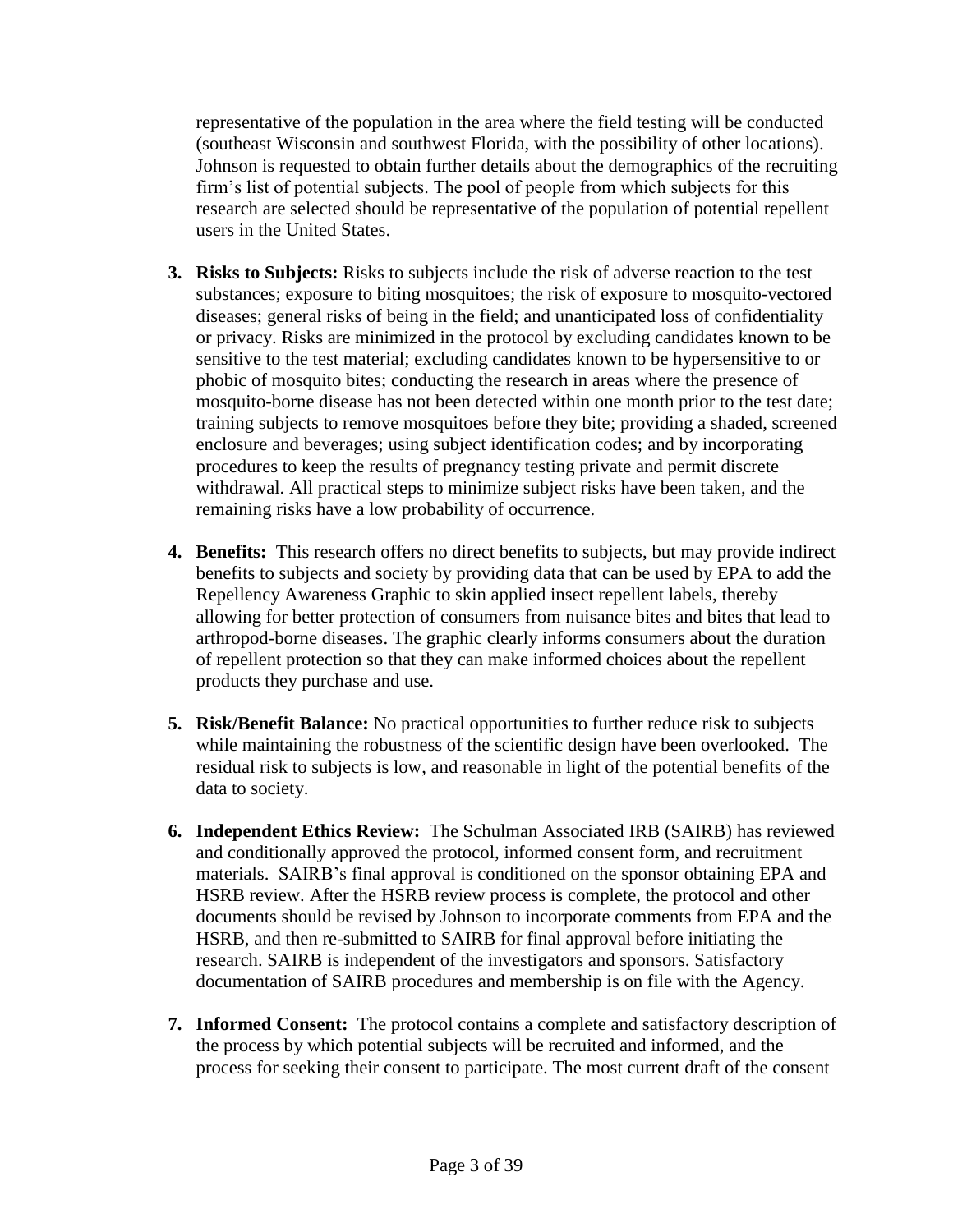representative of the population in the area where the field testing will be conducted (southeast Wisconsin and southwest Florida, with the possibility of other locations). Johnson is requested to obtain further details about the demographics of the recruiting firm's list of potential subjects. The pool of people from which subjects for this research are selected should be representative of the population of potential repellent users in the United States.

3. **Risks to Subjects:** Risks to subjects include the risk of adverse reaction to the test substances; exposure to biting mosquitoes; the risk of exposure to mosquito-vectored diseases; general risks of being in the field; and unanticipated loss of confidentiality or privacy. Risks are minimized in the protocol by excluding candidates known to be sensitive to the test material; excluding candidates known to be hypersensitive to or phobic of mosquito bites; conducting the research in areas where the presence of mosquito-borne disease has not been detected within one month prior to the test date; training subjects to remove mosquitoes before they bite; providing a shaded, screened enclosure and beverages; using subject identification codes; and by incorporating procedures to keep the results of pregnancy testing private and permit discrete withdrawal. All practical steps to minimize subject risks have been taken, and the remaining risks have a low probability of occurrence.

4. **Benefits:** This research offers no direct benefits to subjects, but may provide indirect benefits to subjects and society by providing data that can be used by EPA to add the Repellency Awareness Graphic to skin applied insect repellent labels, thereby allowing for better protection of consumers from nuisance bites and bites that lead to arthropod-borne diseases. The graphic clearly informs consumers about the duration of repellent protection so that they can make informed choices about the repellent products they purchase and use.

5. **Risk/Benefit Balance:** No practical opportunities to further reduce risk to subjects while maintaining the robustness of the scientific design have been overlooked. The residual risk to subjects is low, and reasonable in light of the potential benefits of the data to society.

6. **Independent Ethics Review:** The Schulman Associated IRB (SAIRB) has reviewed and conditionally approved the protocol, informed consent form, and recruitment materials. SAIRB's final approval is conditioned on the sponsor obtaining EPA and HSRB review. After the HSRB review process is complete, the protocol and other documents should be revised by Johnson to incorporate comments from EPA and the HSRB, and then re-submitted to SAIRB for final approval before initiating the research. SAIRB is independent of the investigators and sponsors. Satisfactory documentation of SAIRB procedures and membership is on file with the Agency.

7. **Informed Consent:** The protocol contains a complete and satisfactory description of the process by which potential subjects will be recruited and informed, and the process for seeking their consent to participate. The most current draft of the consent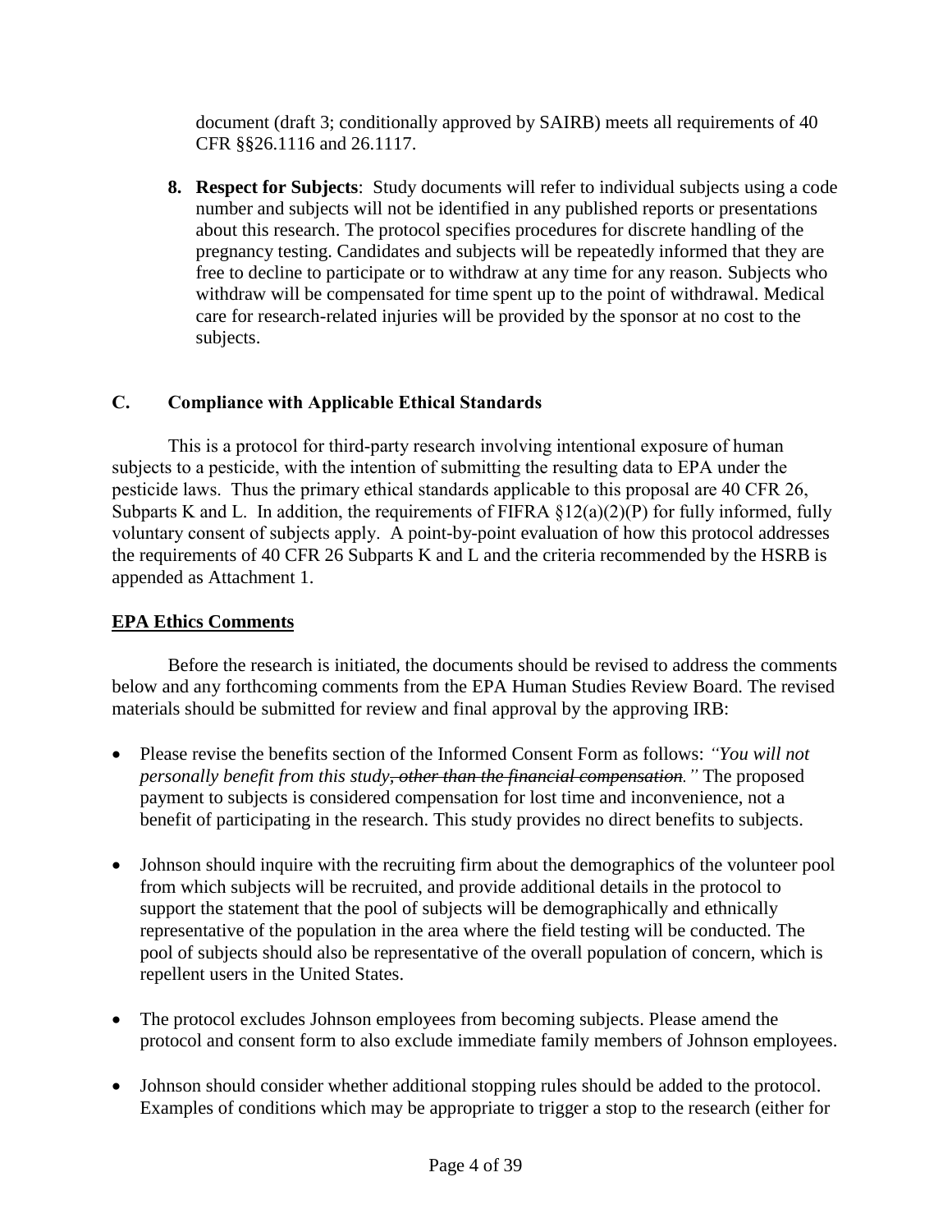document (draft 3; conditionally approved by SAIRB) meets all requirements of 40 CFR §§26.1116 and 26.1117.

8. **Respect for Subjects**: Study documents will refer to individual subjects using a code number and subjects will not be identified in any published reports or presentations about this research. The protocol specifies procedures for discrete handling of the pregnancy testing. Candidates and subjects will be repeatedly informed that they are free to decline to participate or to withdraw at any time for any reason. Subjects who withdraw will be compensated for time spent up to the point of withdrawal. Medical care for research-related injuries will be provided by the sponsor at no cost to the subjects.

## C. Compliance with Applicable Ethical Standards

This is a protocol for third-party research involving intentional exposure of human subjects to a pesticide, with the intention of submitting the resulting data to EPA under the pesticide laws. Thus the primary ethical standards applicable to this proposal are 40 CFR 26, Subparts K and L. In addition, the requirements of FIFRA §12(a)(2)(P) for fully informed, fully voluntary consent of subjects apply. A point-by-point evaluation of how this protocol addresses the requirements of 40 CFR 26 Subparts K and L and the criteria recommended by the HSRB is appended as Attachment 1.

### EPA Ethics Comments

Before the research is initiated, the documents should be revised to address the comments below and any forthcoming comments from the EPA Human Studies Review Board. The revised materials should be submitted for review and final approval by the approving IRB:

- Please revise the benefits section of the Informed Consent Form as follows: *"You will not personally benefit from this study~~, other than the financial compensation~~."* The proposed payment to subjects is considered compensation for lost time and inconvenience, not a benefit of participating in the research. This study provides no direct benefits to subjects.
- Johnson should inquire with the recruiting firm about the demographics of the volunteer pool from which subjects will be recruited, and provide additional details in the protocol to support the statement that the pool of subjects will be demographically and ethnically representative of the population in the area where the field testing will be conducted. The pool of subjects should also be representative of the overall population of concern, which is repellent users in the United States.
- The protocol excludes Johnson employees from becoming subjects. Please amend the protocol and consent form to also exclude immediate family members of Johnson employees.
- Johnson should consider whether additional stopping rules should be added to the protocol. Examples of conditions which may be appropriate to trigger a stop to the research (either for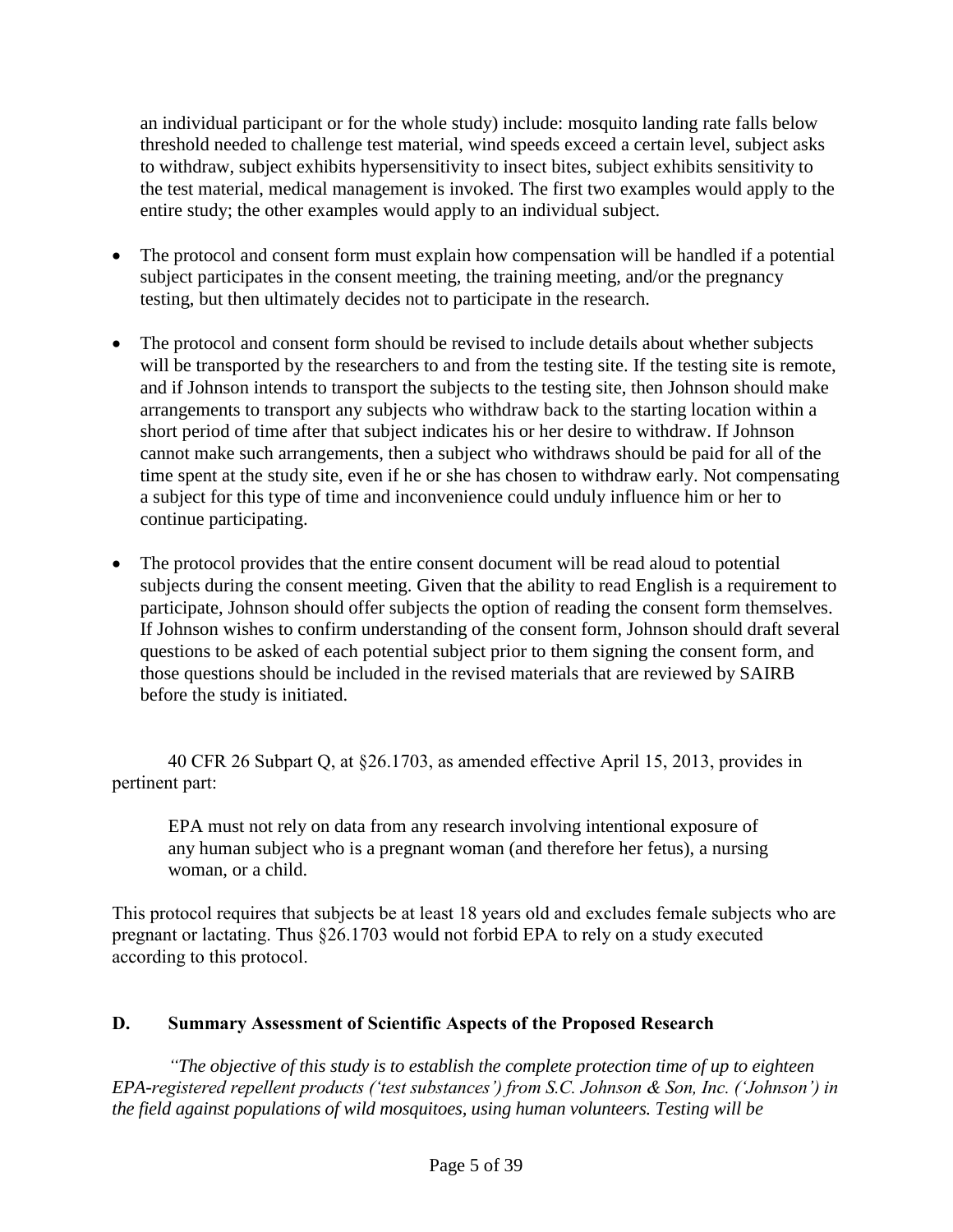an individual participant or for the whole study) include: mosquito landing rate falls below threshold needed to challenge test material, wind speeds exceed a certain level, subject asks to withdraw, subject exhibits hypersensitivity to insect bites, subject exhibits sensitivity to the test material, medical management is invoked. The first two examples would apply to the entire study; the other examples would apply to an individual subject.

- The protocol and consent form must explain how compensation will be handled if a potential subject participates in the consent meeting, the training meeting, and/or the pregnancy testing, but then ultimately decides not to participate in the research.
- The protocol and consent form should be revised to include details about whether subjects will be transported by the researchers to and from the testing site. If the testing site is remote, and if Johnson intends to transport the subjects to the testing site, then Johnson should make arrangements to transport any subjects who withdraw back to the starting location within a short period of time after that subject indicates his or her desire to withdraw. If Johnson cannot make such arrangements, then a subject who withdraws should be paid for all of the time spent at the study site, even if he or she has chosen to withdraw early. Not compensating a subject for this type of time and inconvenience could unduly influence him or her to continue participating.
- The protocol provides that the entire consent document will be read aloud to potential subjects during the consent meeting. Given that the ability to read English is a requirement to participate, Johnson should offer subjects the option of reading the consent form themselves. If Johnson wishes to confirm understanding of the consent form, Johnson should draft several questions to be asked of each potential subject prior to them signing the consent form, and those questions should be included in the revised materials that are reviewed by SAIRB before the study is initiated.

40 CFR 26 Subpart Q, at §26.1703, as amended effective April 15, 2013, provides in pertinent part:

> EPA must not rely on data from any research involving intentional exposure of any human subject who is a pregnant woman (and therefore her fetus), a nursing woman, or a child.

This protocol requires that subjects be at least 18 years old and excludes female subjects who are pregnant or lactating. Thus §26.1703 would not forbid EPA to rely on a study executed according to this protocol.

## D. Summary Assessment of Scientific Aspects of the Proposed Research

*"The objective of this study is to establish the complete protection time of up to eighteen EPA-registered repellent products ('test substances') from S.C. Johnson & Son, Inc. ('Johnson') in the field against populations of wild mosquitoes, using human volunteers. Testing will be*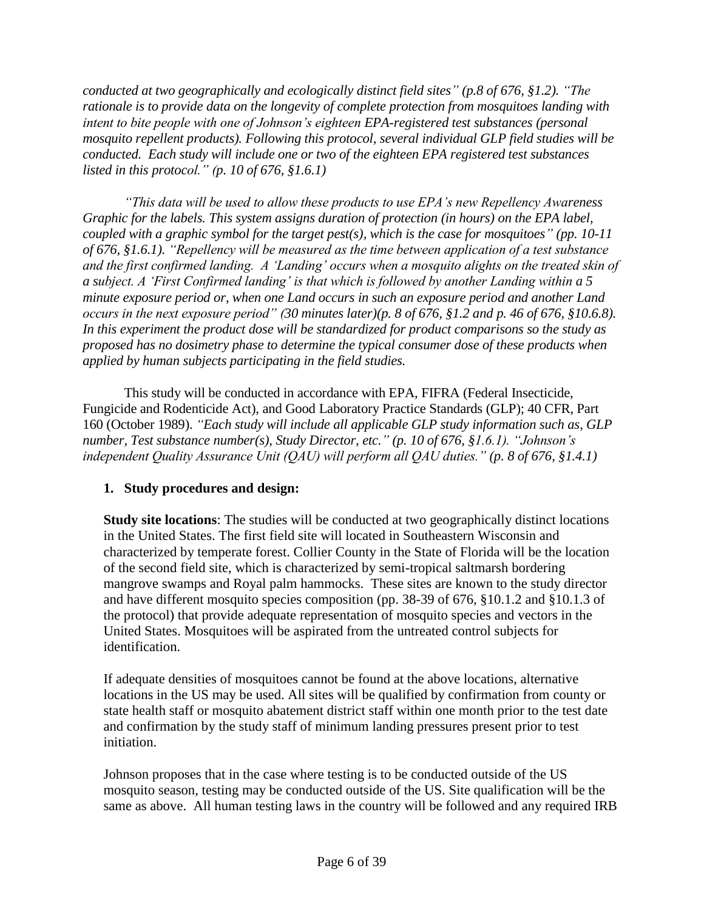*conducted at two geographically and ecologically distinct field sites" (p.8 of 676, §1.2). "The rationale is to provide data on the longevity of complete protection from mosquitoes landing with intent to bite people with one of Johnson's eighteen EPA-registered test substances (personal mosquito repellent products). Following this protocol, several individual GLP field studies will be conducted. Each study will include one or two of the eighteen EPA registered test substances listed in this protocol." (p. 10 of 676, §1.6.1)*

*"This data will be used to allow these products to use EPA's new Repellency Awareness Graphic for the labels. This system assigns duration of protection (in hours) on the EPA label, coupled with a graphic symbol for the target pest(s), which is the case for mosquitoes" (pp. 10-11 of 676, §1.6.1). "Repellency will be measured as the time between application of a test substance and the first confirmed landing. A 'Landing' occurs when a mosquito alights on the treated skin of a subject. A 'First Confirmed landing' is that which is followed by another Landing within a 5 minute exposure period or, when one Land occurs in such an exposure period and another Land occurs in the next exposure period" (30 minutes later)(p. 8 of 676, §1.2 and p. 46 of 676, §10.6.8). In this experiment the product dose will be standardized for product comparisons so the study as proposed has no dosimetry phase to determine the typical consumer dose of these products when applied by human subjects participating in the field studies.*

This study will be conducted in accordance with EPA, FIFRA (Federal Insecticide, Fungicide and Rodenticide Act), and Good Laboratory Practice Standards (GLP); 40 CFR, Part 160 (October 1989). *"Each study will include all applicable GLP study information such as, GLP number, Test substance number(s), Study Director, etc." (p. 10 of 676, §1.6.1). "Johnson's independent Quality Assurance Unit (QAU) will perform all QAU duties." (p. 8 of 676, §1.4.1)*

1. **Study procedures and design:**

**Study site locations**: The studies will be conducted at two geographically distinct locations in the United States. The first field site will located in Southeastern Wisconsin and characterized by temperate forest. Collier County in the State of Florida will be the location of the second field site, which is characterized by semi-tropical saltmarsh bordering mangrove swamps and Royal palm hammocks. These sites are known to the study director and have different mosquito species composition (pp. 38-39 of 676, §10.1.2 and §10.1.3 of the protocol) that provide adequate representation of mosquito species and vectors in the United States. Mosquitoes will be aspirated from the untreated control subjects for identification.

If adequate densities of mosquitoes cannot be found at the above locations, alternative locations in the US may be used. All sites will be qualified by confirmation from county or state health staff or mosquito abatement district staff within one month prior to the test date and confirmation by the study staff of minimum landing pressures present prior to test initiation.

Johnson proposes that in the case where testing is to be conducted outside of the US mosquito season, testing may be conducted outside of the US. Site qualification will be the same as above. All human testing laws in the country will be followed and any required IRB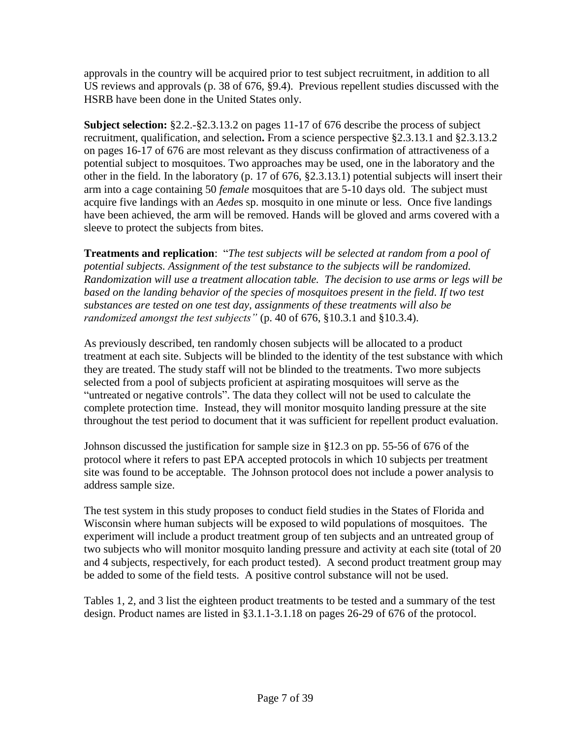approvals in the country will be acquired prior to test subject recruitment, in addition to all US reviews and approvals (p. 38 of 676, §9.4). Previous repellent studies discussed with the HSRB have been done in the United States only.

**Subject selection:** §2.2.-§2.3.13.2 on pages 11-17 of 676 describe the process of subject recruitment, qualification, and selection**.** From a science perspective §2.3.13.1 and §2.3.13.2 on pages 16-17 of 676 are most relevant as they discuss confirmation of attractiveness of a potential subject to mosquitoes. Two approaches may be used, one in the laboratory and the other in the field. In the laboratory (p. 17 of 676, §2.3.13.1) potential subjects will insert their arm into a cage containing 50 *female* mosquitoes that are 5-10 days old. The subject must acquire five landings with an *Aedes* sp. mosquito in one minute or less. Once five landings have been achieved, the arm will be removed. Hands will be gloved and arms covered with a sleeve to protect the subjects from bites.

**Treatments and replication**: "*The test subjects will be selected at random from a pool of potential subjects. Assignment of the test substance to the subjects will be randomized. Randomization will use a treatment allocation table. The decision to use arms or legs will be based on the landing behavior of the species of mosquitoes present in the field. If two test substances are tested on one test day, assignments of these treatments will also be randomized amongst the test subjects"* (p. 40 of 676, §10.3.1 and §10.3.4).

As previously described, ten randomly chosen subjects will be allocated to a product treatment at each site. Subjects will be blinded to the identity of the test substance with which they are treated. The study staff will not be blinded to the treatments. Two more subjects selected from a pool of subjects proficient at aspirating mosquitoes will serve as the "untreated or negative controls". The data they collect will not be used to calculate the complete protection time. Instead, they will monitor mosquito landing pressure at the site throughout the test period to document that it was sufficient for repellent product evaluation.

Johnson discussed the justification for sample size in §12.3 on pp. 55-56 of 676 of the protocol where it refers to past EPA accepted protocols in which 10 subjects per treatment site was found to be acceptable. The Johnson protocol does not include a power analysis to address sample size.

The test system in this study proposes to conduct field studies in the States of Florida and Wisconsin where human subjects will be exposed to wild populations of mosquitoes. The experiment will include a product treatment group of ten subjects and an untreated group of two subjects who will monitor mosquito landing pressure and activity at each site (total of 20 and 4 subjects, respectively, for each product tested). A second product treatment group may be added to some of the field tests. A positive control substance will not be used.

Tables 1, 2, and 3 list the eighteen product treatments to be tested and a summary of the test design. Product names are listed in §3.1.1-3.1.18 on pages 26-29 of 676 of the protocol.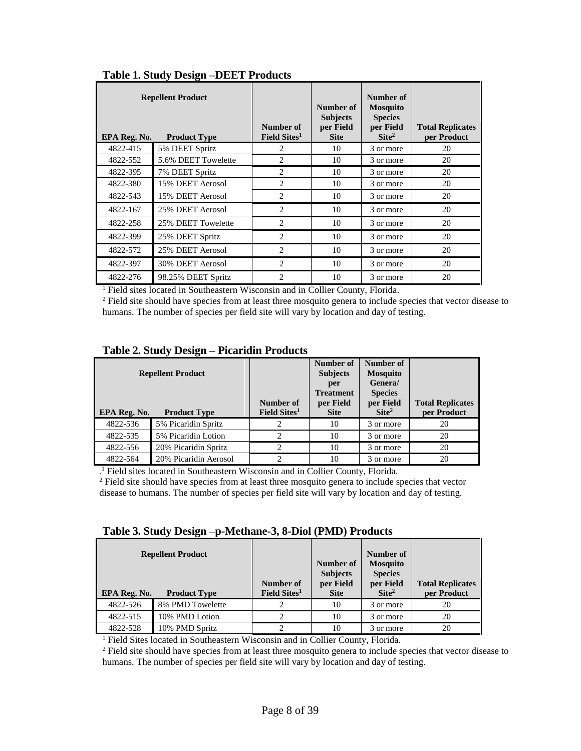**Table 1. Study Design –DEET Products**

| Repellent Product | | Number of Field Sites[1] | Number of Subjects per Field Site | Number of Mosquito Species per Field Site[2] | Total Replicates per Product |
|---|---|---|---|---|---|
| EPA Reg. No. | Product Type | | | | |
| 4822-415 | 5% DEET Spritz | 2 | 10 | 3 or more | 20 |
| 4822-552 | 5.6% DEET Towelette | 2 | 10 | 3 or more | 20 |
| 4822-395 | 7% DEET Spritz | 2 | 10 | 3 or more | 20 |
| 4822-380 | 15% DEET Aerosol | 2 | 10 | 3 or more | 20 |
| 4822-543 | 15% DEET Aerosol | 2 | 10 | 3 or more | 20 |
| 4822-167 | 25% DEET Aerosol | 2 | 10 | 3 or more | 20 |
| 4822-258 | 25% DEET Towelette | 2 | 10 | 3 or more | 20 |
| 4822-399 | 25% DEET Spritz | 2 | 10 | 3 or more | 20 |
| 4822-572 | 25% DEET Aerosol | 2 | 10 | 3 or more | 20 |
| 4822-397 | 30% DEET Aerosol | 2 | 10 | 3 or more | 20 |
| 4822-276 | 98.25% DEET Spritz | 2 | 10 | 3 or more | 20 |

[1] Field sites located in Southeastern Wisconsin and in Collier County, Florida.
[2] Field site should have species from at least three mosquito genera to include species that vector disease to humans. The number of species per field site will vary by location and day of testing.

**Table 2. Study Design – Picaridin Products**

| Repellent Product | | Number of Field Sites[1] | Number of Subjects per Treatment per Field Site | Number of Mosquito Genera/ Species per Field Site[2] | Total Replicates per Product |
|---|---|---|---|---|---|
| EPA Reg. No. | Product Type | | | | |
| 4822-536 | 5% Picaridin Spritz | 2 | 10 | 3 or more | 20 |
| 4822-535 | 5% Picaridin Lotion | 2 | 10 | 3 or more | 20 |
| 4822-556 | 20% Picaridin Spritz | 2 | 10 | 3 or more | 20 |
| 4822-564 | 20% Picaridin Aerosol | 2 | 10 | 3 or more | 20 |

.[1] Field sites located in Southeastern Wisconsin and in Collier County, Florida.
[2] Field site should have species from at least three mosquito genera to include species that vector disease to humans. The number of species per field site will vary by location and day of testing.

**Table 3. Study Design –p-Methane-3, 8-Diol (PMD) Products**

| Repellent Product | | Number of Field Sites[1] | Number of Subjects per Field Site | Number of Mosquito Species per Field Site[2] | Total Replicates per Product |
|---|---|---|---|---|---|
| EPA Reg. No. | Product Type | | | | |
| 4822-526 | 8% PMD Towelette | 2 | 10 | 3 or more | 20 |
| 4822-515 | 10% PMD Lotion | 2 | 10 | 3 or more | 20 |
| 4822-528 | 10% PMD Spritz | 2 | 10 | 3 or more | 20 |

[1] Field Sites located in Southeastern Wisconsin and in Collier County, Florida.
[2] Field site should have species from at least three mosquito genera to include species that vector disease to humans. The number of species per field site will vary by location and day of testing.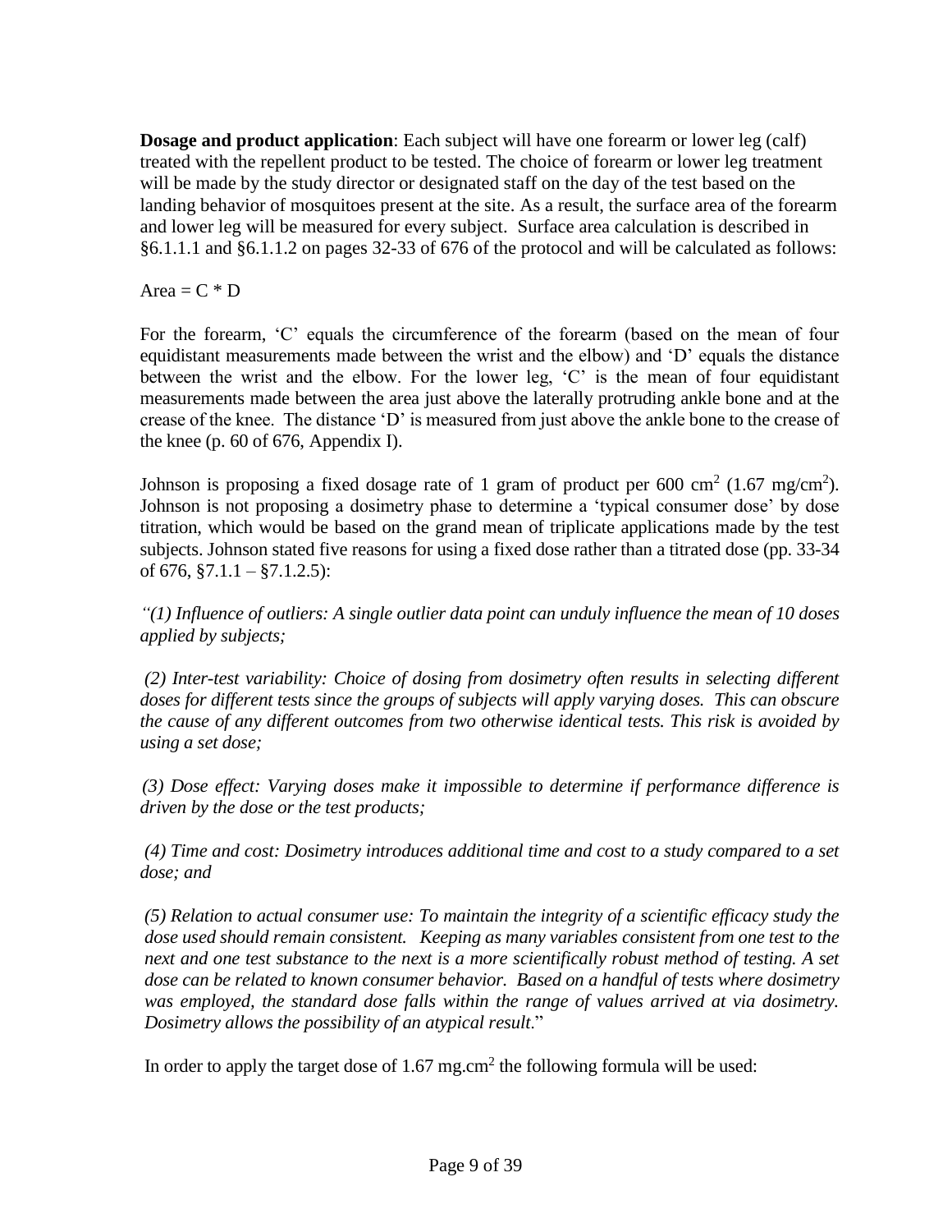**Dosage and product application**: Each subject will have one forearm or lower leg (calf) treated with the repellent product to be tested. The choice of forearm or lower leg treatment will be made by the study director or designated staff on the day of the test based on the landing behavior of mosquitoes present at the site. As a result, the surface area of the forearm and lower leg will be measured for every subject. Surface area calculation is described in §6.1.1.1 and §6.1.1.2 on pages 32-33 of 676 of the protocol and will be calculated as follows:

Area = C * D

For the forearm, 'C' equals the circumference of the forearm (based on the mean of four equidistant measurements made between the wrist and the elbow) and 'D' equals the distance between the wrist and the elbow. For the lower leg, 'C' is the mean of four equidistant measurements made between the area just above the laterally protruding ankle bone and at the crease of the knee. The distance 'D' is measured from just above the ankle bone to the crease of the knee (p. 60 of 676, Appendix I).

Johnson is proposing a fixed dosage rate of 1 gram of product per 600 $cm^2$ (1.67 $mg/cm^2$). Johnson is not proposing a dosimetry phase to determine a 'typical consumer dose' by dose titration, which would be based on the grand mean of triplicate applications made by the test subjects. Johnson stated five reasons for using a fixed dose rather than a titrated dose (pp. 33-34 of 676, §7.1.1 – §7.1.2.5):

*"(1) Influence of outliers: A single outlier data point can unduly influence the mean of 10 doses applied by subjects;*

*(2) Inter-test variability: Choice of dosing from dosimetry often results in selecting different doses for different tests since the groups of subjects will apply varying doses. This can obscure the cause of any different outcomes from two otherwise identical tests. This risk is avoided by using a set dose;*

*(3) Dose effect: Varying doses make it impossible to determine if performance difference is driven by the dose or the test products;*

*(4) Time and cost: Dosimetry introduces additional time and cost to a study compared to a set dose; and*

*(5) Relation to actual consumer use: To maintain the integrity of a scientific efficacy study the dose used should remain consistent. Keeping as many variables consistent from one test to the next and one test substance to the next is a more scientifically robust method of testing. A set dose can be related to known consumer behavior. Based on a handful of tests where dosimetry was employed, the standard dose falls within the range of values arrived at via dosimetry. Dosimetry allows the possibility of an atypical result.*"

In order to apply the target dose of 1.67 $mg.cm^2$ the following formula will be used: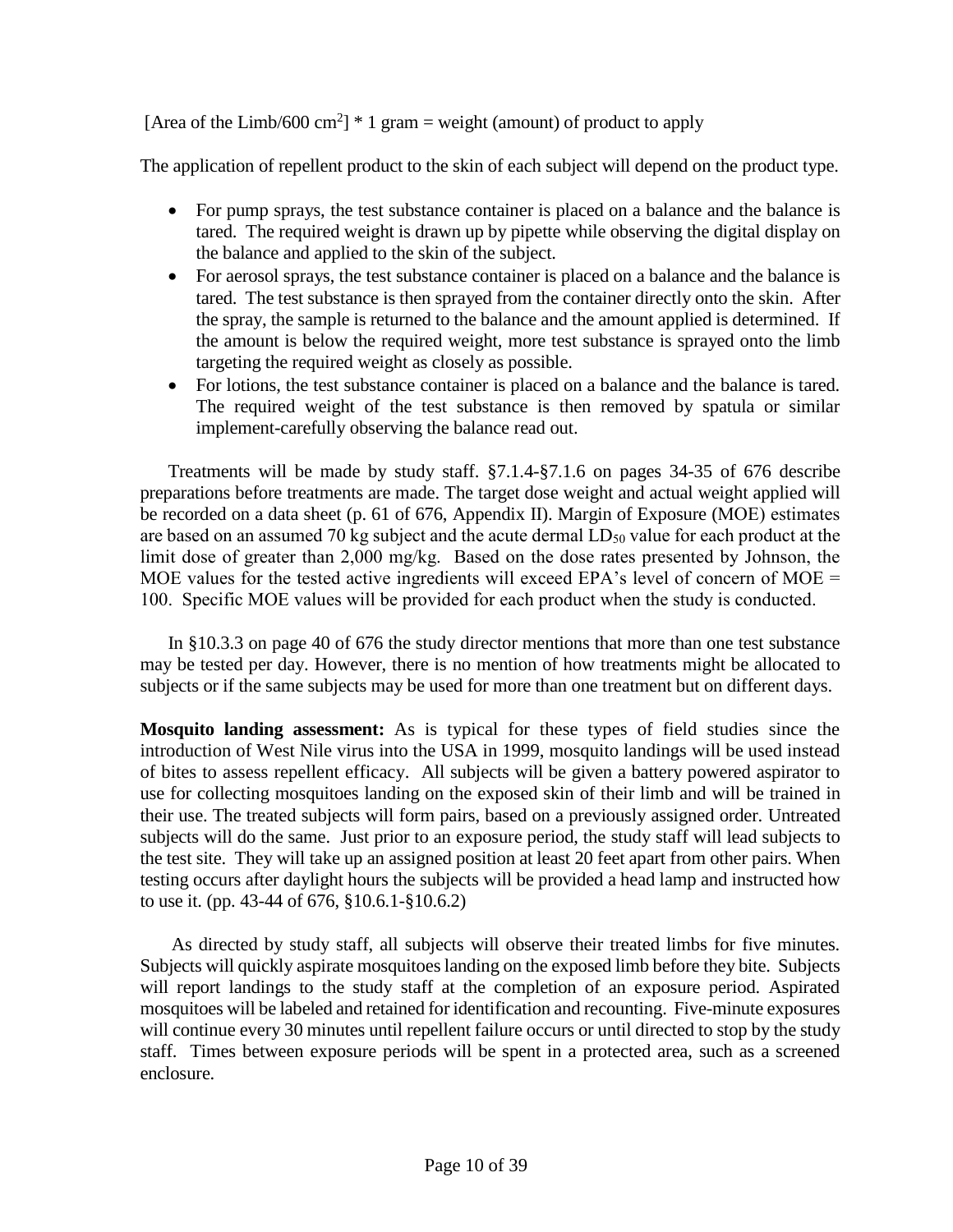[Area of the Limb/600 $cm^2$] * 1 gram = weight (amount) of product to apply

The application of repellent product to the skin of each subject will depend on the product type.

- For pump sprays, the test substance container is placed on a balance and the balance is tared. The required weight is drawn up by pipette while observing the digital display on the balance and applied to the skin of the subject.
- For aerosol sprays, the test substance container is placed on a balance and the balance is tared. The test substance is then sprayed from the container directly onto the skin. After the spray, the sample is returned to the balance and the amount applied is determined. If the amount is below the required weight, more test substance is sprayed onto the limb targeting the required weight as closely as possible.
- For lotions, the test substance container is placed on a balance and the balance is tared. The required weight of the test substance is then removed by spatula or similar implement-carefully observing the balance read out.

Treatments will be made by study staff. §7.1.4-§7.1.6 on pages 34-35 of 676 describe preparations before treatments are made. The target dose weight and actual weight applied will be recorded on a data sheet (p. 61 of 676, Appendix II). Margin of Exposure (MOE) estimates are based on an assumed 70 kg subject and the acute dermal $LD_{50}$ value for each product at the limit dose of greater than 2,000 mg/kg. Based on the dose rates presented by Johnson, the MOE values for the tested active ingredients will exceed EPA's level of concern of MOE = 100. Specific MOE values will be provided for each product when the study is conducted.

In §10.3.3 on page 40 of 676 the study director mentions that more than one test substance may be tested per day. However, there is no mention of how treatments might be allocated to subjects or if the same subjects may be used for more than one treatment but on different days.

**Mosquito landing assessment:** As is typical for these types of field studies since the introduction of West Nile virus into the USA in 1999, mosquito landings will be used instead of bites to assess repellent efficacy. All subjects will be given a battery powered aspirator to use for collecting mosquitoes landing on the exposed skin of their limb and will be trained in their use. The treated subjects will form pairs, based on a previously assigned order. Untreated subjects will do the same. Just prior to an exposure period, the study staff will lead subjects to the test site. They will take up an assigned position at least 20 feet apart from other pairs. When testing occurs after daylight hours the subjects will be provided a head lamp and instructed how to use it. (pp. 43-44 of 676, §10.6.1-§10.6.2)

As directed by study staff, all subjects will observe their treated limbs for five minutes. Subjects will quickly aspirate mosquitoes landing on the exposed limb before they bite. Subjects will report landings to the study staff at the completion of an exposure period. Aspirated mosquitoes will be labeled and retained for identification and recounting. Five-minute exposures will continue every 30 minutes until repellent failure occurs or until directed to stop by the study staff. Times between exposure periods will be spent in a protected area, such as a screened enclosure.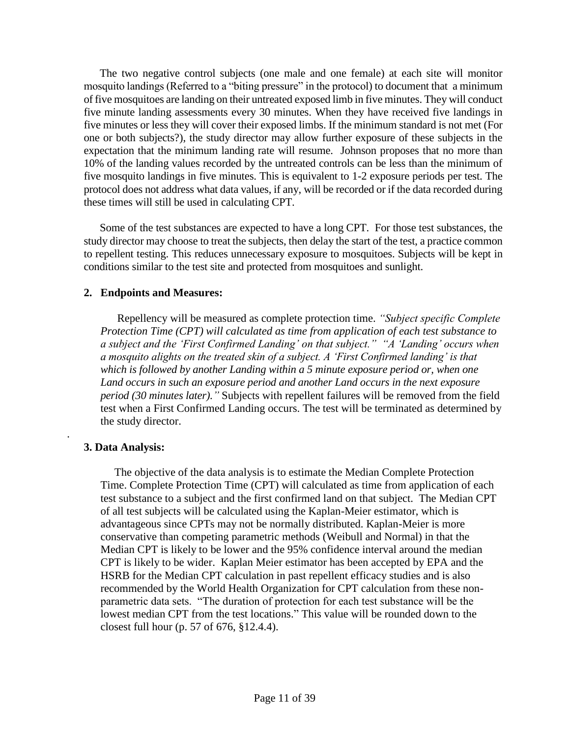The two negative control subjects (one male and one female) at each site will monitor mosquito landings (Referred to a "biting pressure" in the protocol) to document that a minimum of five mosquitoes are landing on their untreated exposed limb in five minutes. They will conduct five minute landing assessments every 30 minutes. When they have received five landings in five minutes or less they will cover their exposed limbs. If the minimum standard is not met (For one or both subjects?), the study director may allow further exposure of these subjects in the expectation that the minimum landing rate will resume. Johnson proposes that no more than 10% of the landing values recorded by the untreated controls can be less than the minimum of five mosquito landings in five minutes. This is equivalent to 1-2 exposure periods per test. The protocol does not address what data values, if any, will be recorded or if the data recorded during these times will still be used in calculating CPT.

Some of the test substances are expected to have a long CPT. For those test substances, the study director may choose to treat the subjects, then delay the start of the test, a practice common to repellent testing. This reduces unnecessary exposure to mosquitoes. Subjects will be kept in conditions similar to the test site and protected from mosquitoes and sunlight.

## 2. Endpoints and Measures:

Repellency will be measured as complete protection time. *"Subject specific Complete Protection Time (CPT) will calculated as time from application of each test substance to a subject and the 'First Confirmed Landing' on that subject." "A 'Landing' occurs when a mosquito alights on the treated skin of a subject. A 'First Confirmed landing' is that which is followed by another Landing within a 5 minute exposure period or, when one Land occurs in such an exposure period and another Land occurs in the next exposure period (30 minutes later)."* Subjects with repellent failures will be removed from the field test when a First Confirmed Landing occurs. The test will be terminated as determined by the study director.

## 3. Data Analysis:

The objective of the data analysis is to estimate the Median Complete Protection Time. Complete Protection Time (CPT) will calculated as time from application of each test substance to a subject and the first confirmed land on that subject. The Median CPT of all test subjects will be calculated using the Kaplan-Meier estimator, which is advantageous since CPTs may not be normally distributed. Kaplan-Meier is more conservative than competing parametric methods (Weibull and Normal) in that the Median CPT is likely to be lower and the 95% confidence interval around the median CPT is likely to be wider. Kaplan Meier estimator has been accepted by EPA and the HSRB for the Median CPT calculation in past repellent efficacy studies and is also recommended by the World Health Organization for CPT calculation from these non-parametric data sets. "The duration of protection for each test substance will be the lowest median CPT from the test locations." This value will be rounded down to the closest full hour (p. 57 of 676, §12.4.4).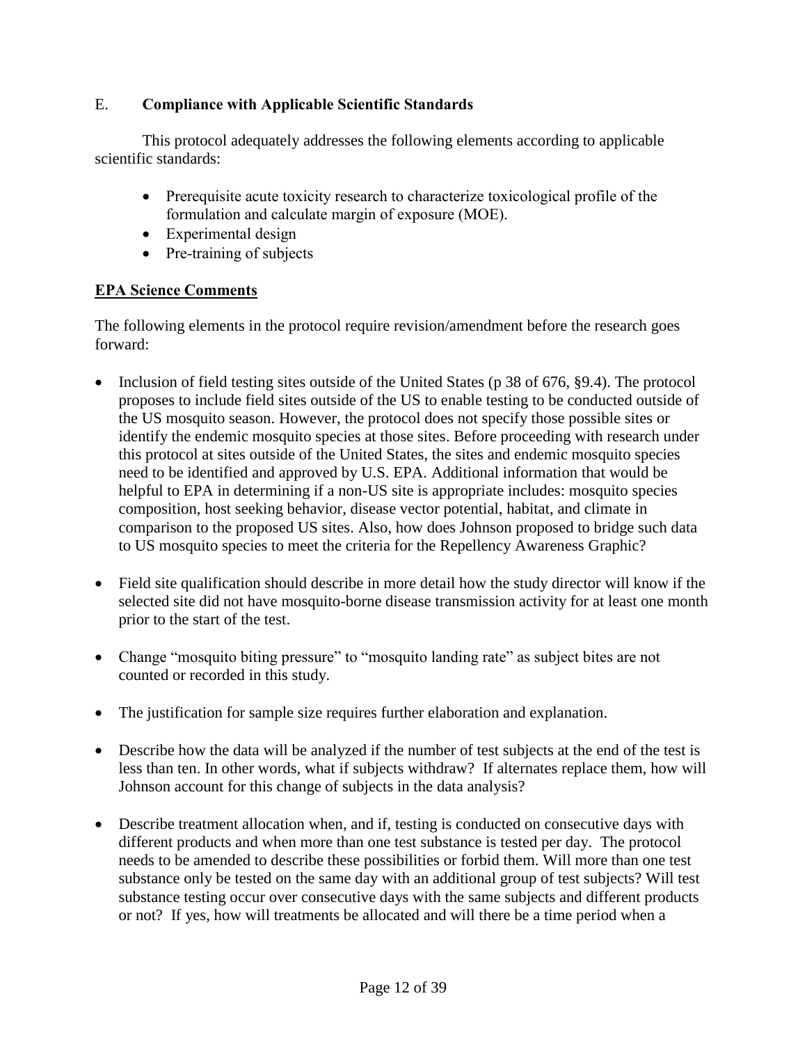## E. **Compliance with Applicable Scientific Standards**

This protocol adequately addresses the following elements according to applicable scientific standards:

- Prerequisite acute toxicity research to characterize toxicological profile of the formulation and calculate margin of exposure (MOE).
- Experimental design
- Pre-training of subjects

**EPA Science Comments**

The following elements in the protocol require revision/amendment before the research goes forward:

- Inclusion of field testing sites outside of the United States (p 38 of 676, §9.4). The protocol proposes to include field sites outside of the US to enable testing to be conducted outside of the US mosquito season. However, the protocol does not specify those possible sites or identify the endemic mosquito species at those sites. Before proceeding with research under this protocol at sites outside of the United States, the sites and endemic mosquito species need to be identified and approved by U.S. EPA. Additional information that would be helpful to EPA in determining if a non-US site is appropriate includes: mosquito species composition, host seeking behavior, disease vector potential, habitat, and climate in comparison to the proposed US sites. Also, how does Johnson proposed to bridge such data to US mosquito species to meet the criteria for the Repellency Awareness Graphic?

- Field site qualification should describe in more detail how the study director will know if the selected site did not have mosquito-borne disease transmission activity for at least one month prior to the start of the test.

- Change "mosquito biting pressure" to "mosquito landing rate" as subject bites are not counted or recorded in this study.

- The justification for sample size requires further elaboration and explanation.

- Describe how the data will be analyzed if the number of test subjects at the end of the test is less than ten. In other words, what if subjects withdraw? If alternates replace them, how will Johnson account for this change of subjects in the data analysis?

- Describe treatment allocation when, and if, testing is conducted on consecutive days with different products and when more than one test substance is tested per day. The protocol needs to be amended to describe these possibilities or forbid them. Will more than one test substance only be tested on the same day with an additional group of test subjects? Will test substance testing occur over consecutive days with the same subjects and different products or not? If yes, how will treatments be allocated and will there be a time period when a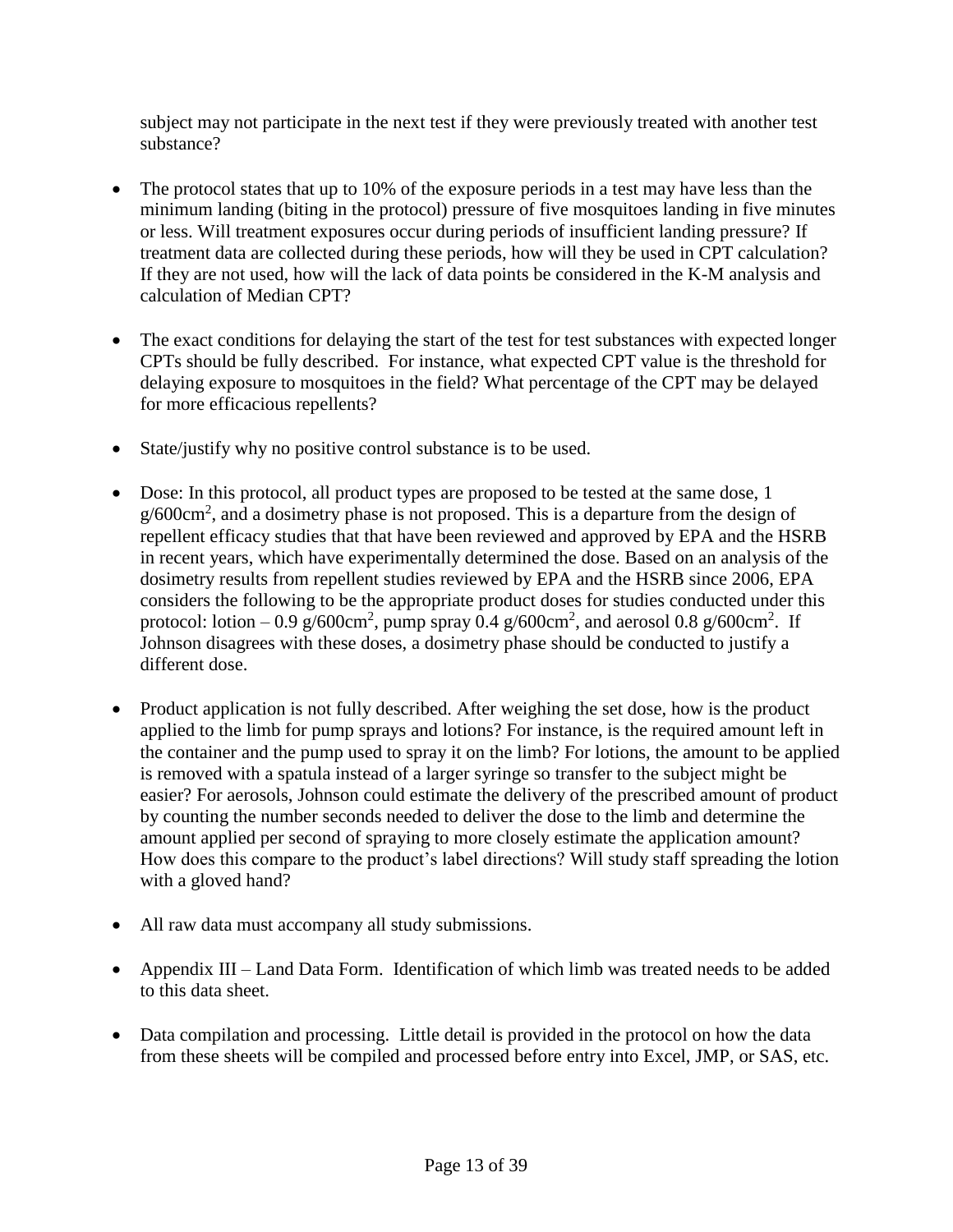subject may not participate in the next test if they were previously treated with another test substance?

- The protocol states that up to 10% of the exposure periods in a test may have less than the minimum landing (biting in the protocol) pressure of five mosquitoes landing in five minutes or less. Will treatment exposures occur during periods of insufficient landing pressure? If treatment data are collected during these periods, how will they be used in CPT calculation? If they are not used, how will the lack of data points be considered in the K-M analysis and calculation of Median CPT?

- The exact conditions for delaying the start of the test for test substances with expected longer CPTs should be fully described. For instance, what expected CPT value is the threshold for delaying exposure to mosquitoes in the field? What percentage of the CPT may be delayed for more efficacious repellents?

- State/justify why no positive control substance is to be used.

- Dose: In this protocol, all product types are proposed to be tested at the same dose, 1 $g/600cm^2$, and a dosimetry phase is not proposed. This is a departure from the design of repellent efficacy studies that that have been reviewed and approved by EPA and the HSRB in recent years, which have experimentally determined the dose. Based on an analysis of the dosimetry results from repellent studies reviewed by EPA and the HSRB since 2006, EPA considers the following to be the appropriate product doses for studies conducted under this protocol: lotion – 0.9 $g/600cm^2$, pump spray 0.4 $g/600cm^2$, and aerosol 0.8 $g/600cm^2$. If Johnson disagrees with these doses, a dosimetry phase should be conducted to justify a different dose.

- Product application is not fully described. After weighing the set dose, how is the product applied to the limb for pump sprays and lotions? For instance, is the required amount left in the container and the pump used to spray it on the limb? For lotions, the amount to be applied is removed with a spatula instead of a larger syringe so transfer to the subject might be easier? For aerosols, Johnson could estimate the delivery of the prescribed amount of product by counting the number seconds needed to deliver the dose to the limb and determine the amount applied per second of spraying to more closely estimate the application amount? How does this compare to the product's label directions? Will study staff spreading the lotion with a gloved hand?

- All raw data must accompany all study submissions.

- Appendix III – Land Data Form. Identification of which limb was treated needs to be added to this data sheet.

- Data compilation and processing. Little detail is provided in the protocol on how the data from these sheets will be compiled and processed before entry into Excel, JMP, or SAS, etc.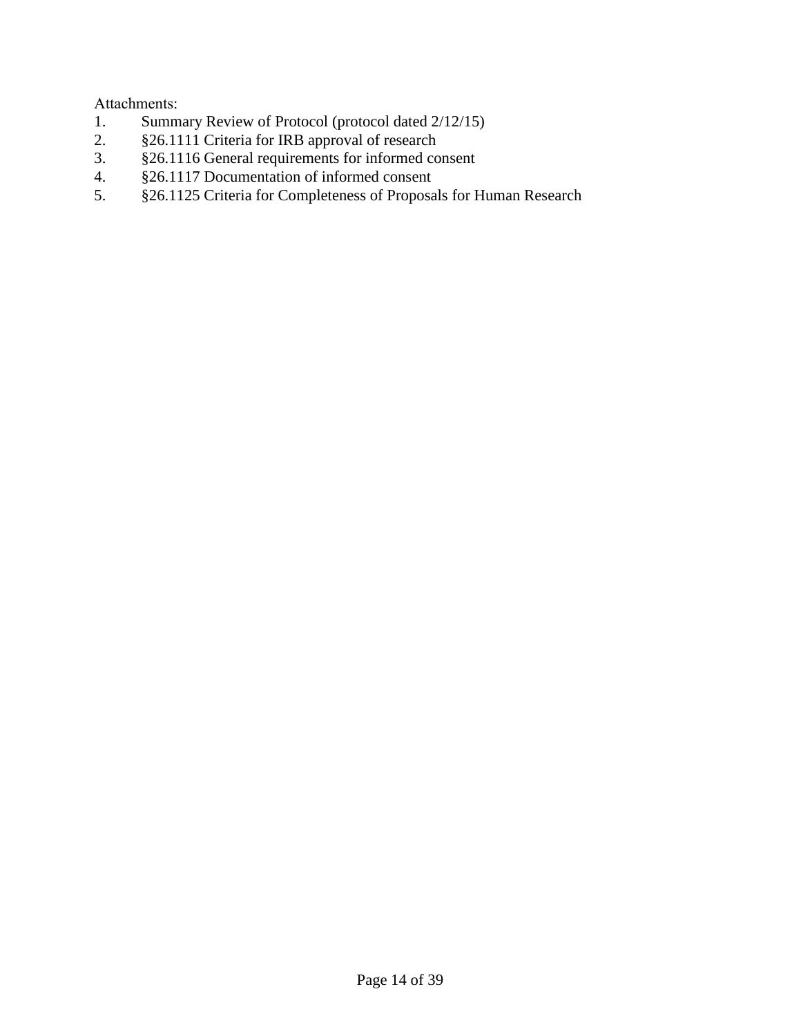Attachments:

1. Summary Review of Protocol (protocol dated 2/12/15)
2. §26.1111 Criteria for IRB approval of research
3. §26.1116 General requirements for informed consent
4. §26.1117 Documentation of informed consent
5. §26.1125 Criteria for Completeness of Proposals for Human Research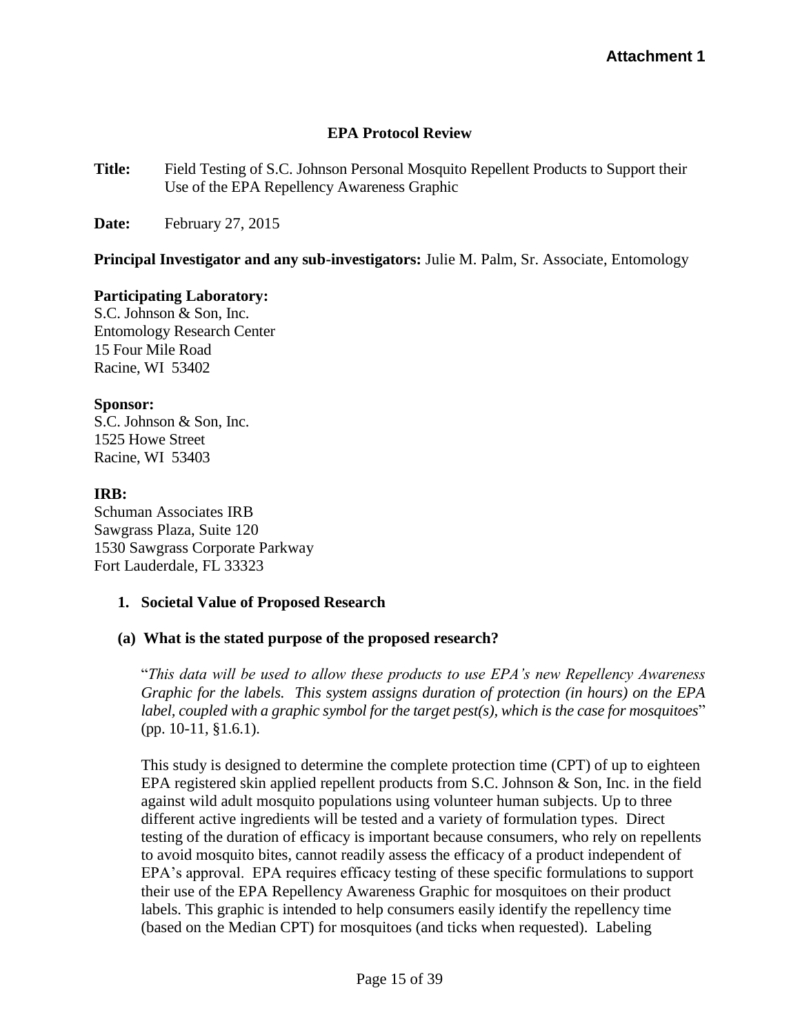**Attachment 1**

## EPA Protocol Review

**Title:** Field Testing of S.C. Johnson Personal Mosquito Repellent Products to Support their Use of the EPA Repellency Awareness Graphic

**Date:** February 27, 2015

**Principal Investigator and any sub-investigators:** Julie M. Palm, Sr. Associate, Entomology

**Participating Laboratory:**
S.C. Johnson & Son, Inc.
Entomology Research Center
15 Four Mile Road
Racine, WI 53402

**Sponsor:**
S.C. Johnson & Son, Inc.
1525 Howe Street
Racine, WI 53403

**IRB:**
Schuman Associates IRB
Sawgrass Plaza, Suite 120
1530 Sawgrass Corporate Parkway
Fort Lauderdale, FL 33323

### 1. Societal Value of Proposed Research

#### (a) What is the stated purpose of the proposed research?

"*This data will be used to allow these products to use EPA's new Repellency Awareness Graphic for the labels. This system assigns duration of protection (in hours) on the EPA label, coupled with a graphic symbol for the target pest(s), which is the case for mosquitoes*" (pp. 10-11, §1.6.1).

This study is designed to determine the complete protection time (CPT) of up to eighteen EPA registered skin applied repellent products from S.C. Johnson & Son, Inc. in the field against wild adult mosquito populations using volunteer human subjects. Up to three different active ingredients will be tested and a variety of formulation types. Direct testing of the duration of efficacy is important because consumers, who rely on repellents to avoid mosquito bites, cannot readily assess the efficacy of a product independent of EPA's approval. EPA requires efficacy testing of these specific formulations to support their use of the EPA Repellency Awareness Graphic for mosquitoes on their product labels. This graphic is intended to help consumers easily identify the repellency time (based on the Median CPT) for mosquitoes (and ticks when requested). Labeling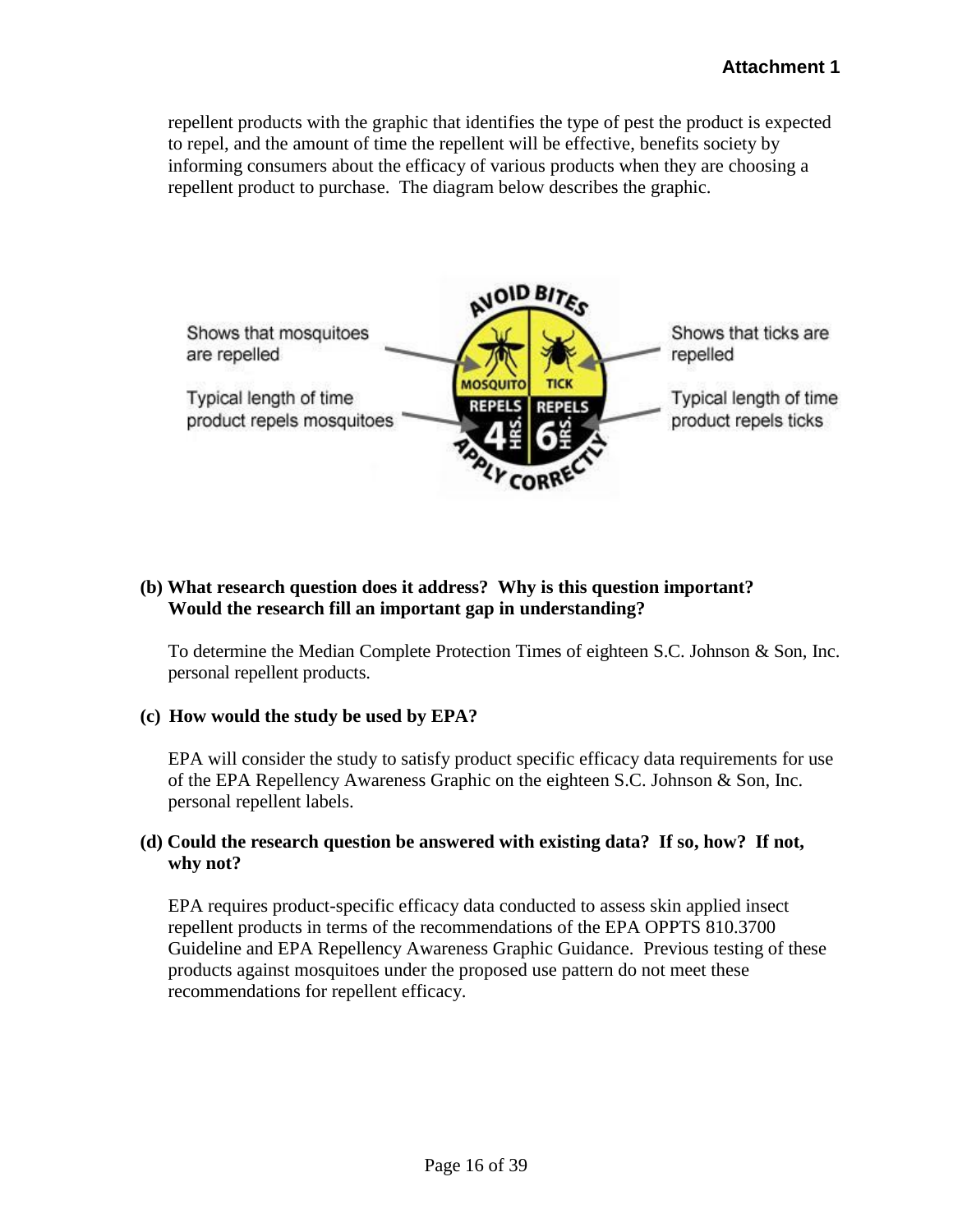repellent products with the graphic that identifies the type of pest the product is expected to repel, and the amount of time the repellent will be effective, benefits society by informing consumers about the efficacy of various products when they are choosing a repellent product to purchase. The diagram below describes the graphic.

Shows that mosquitoes are repelled

Typical length of time product repels mosquitoes

AVOID BITES

MOSQUITO REPELS 4 HRS.

TICK REPELS 6 HRS.

APPLY CORRECTLY

Shows that ticks are repelled

Typical length of time product repels ticks

**(b) What research question does it address? Why is this question important? Would the research fill an important gap in understanding?**

To determine the Median Complete Protection Times of eighteen S.C. Johnson & Son, Inc. personal repellent products.

**(c) How would the study be used by EPA?**

EPA will consider the study to satisfy product specific efficacy data requirements for use of the EPA Repellency Awareness Graphic on the eighteen S.C. Johnson & Son, Inc. personal repellent labels.

**(d) Could the research question be answered with existing data? If so, how? If not, why not?**

EPA requires product-specific efficacy data conducted to assess skin applied insect repellent products in terms of the recommendations of the EPA OPPTS 810.3700 Guideline and EPA Repellency Awareness Graphic Guidance. Previous testing of these products against mosquitoes under the proposed use pattern do not meet these recommendations for repellent efficacy.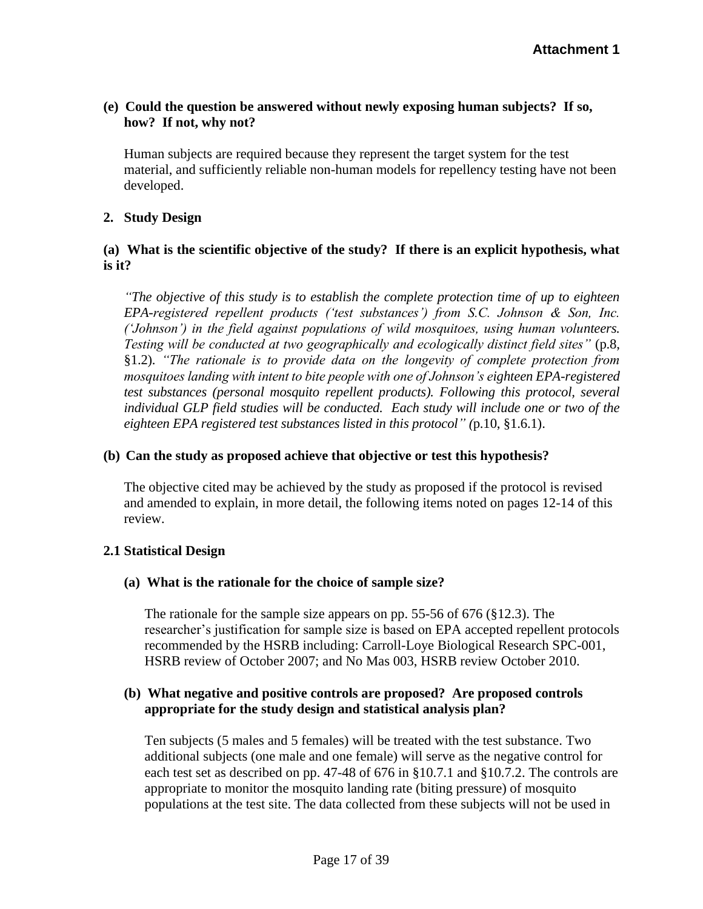**Attachment 1**

**(e) Could the question be answered without newly exposing human subjects? If so, how? If not, why not?**

Human subjects are required because they represent the target system for the test material, and sufficiently reliable non-human models for repellency testing have not been developed.

## 2. Study Design

### (a) What is the scientific objective of the study? If there is an explicit hypothesis, what is it?

*"The objective of this study is to establish the complete protection time of up to eighteen EPA-registered repellent products ('test substances') from S.C. Johnson & Son, Inc. ('Johnson') in the field against populations of wild mosquitoes, using human volunteers. Testing will be conducted at two geographically and ecologically distinct field sites"* (p.8, §1.2). *"The rationale is to provide data on the longevity of complete protection from mosquitoes landing with intent to bite people with one of Johnson's eighteen EPA-registered test substances (personal mosquito repellent products). Following this protocol, several individual GLP field studies will be conducted. Each study will include one or two of the eighteen EPA registered test substances listed in this protocol"* (p.10, §1.6.1).

### (b) Can the study as proposed achieve that objective or test this hypothesis?

The objective cited may be achieved by the study as proposed if the protocol is revised and amended to explain, in more detail, the following items noted on pages 12-14 of this review.

### 2.1 Statistical Design

**(a) What is the rationale for the choice of sample size?**

The rationale for the sample size appears on pp. 55-56 of 676 (§12.3). The researcher's justification for sample size is based on EPA accepted repellent protocols recommended by the HSRB including: Carroll-Loye Biological Research SPC-001, HSRB review of October 2007; and No Mas 003, HSRB review October 2010.

**(b) What negative and positive controls are proposed? Are proposed controls appropriate for the study design and statistical analysis plan?**

Ten subjects (5 males and 5 females) will be treated with the test substance. Two additional subjects (one male and one female) will serve as the negative control for each test set as described on pp. 47-48 of 676 in §10.7.1 and §10.7.2. The controls are appropriate to monitor the mosquito landing rate (biting pressure) of mosquito populations at the test site. The data collected from these subjects will not be used in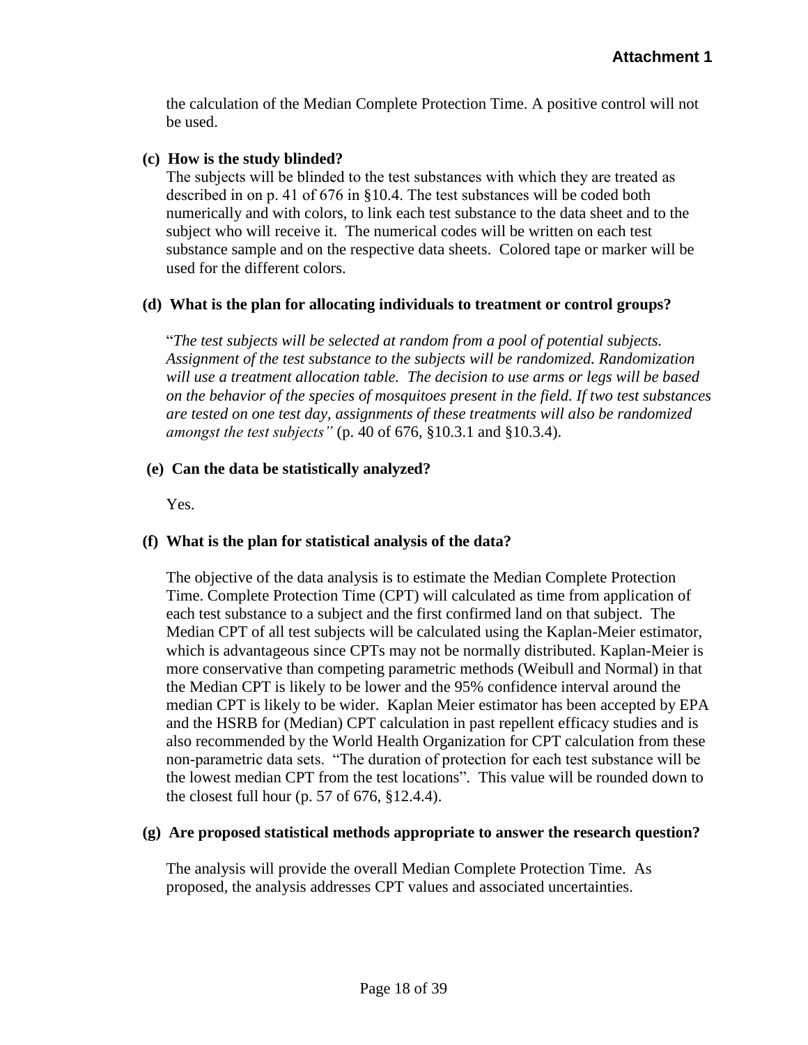the calculation of the Median Complete Protection Time. A positive control will not be used.

**(c) How is the study blinded?**

The subjects will be blinded to the test substances with which they are treated as described in on p. 41 of 676 in §10.4. The test substances will be coded both numerically and with colors, to link each test substance to the data sheet and to the subject who will receive it. The numerical codes will be written on each test substance sample and on the respective data sheets. Colored tape or marker will be used for the different colors.

**(d) What is the plan for allocating individuals to treatment or control groups?**

"*The test subjects will be selected at random from a pool of potential subjects. Assignment of the test substance to the subjects will be randomized. Randomization will use a treatment allocation table. The decision to use arms or legs will be based on the behavior of the species of mosquitoes present in the field. If two test substances are tested on one test day, assignments of these treatments will also be randomized amongst the test subjects"* (p. 40 of 676, §10.3.1 and §10.3.4).

**(e) Can the data be statistically analyzed?**

Yes.

**(f) What is the plan for statistical analysis of the data?**

The objective of the data analysis is to estimate the Median Complete Protection Time. Complete Protection Time (CPT) will calculated as time from application of each test substance to a subject and the first confirmed land on that subject. The Median CPT of all test subjects will be calculated using the Kaplan-Meier estimator, which is advantageous since CPTs may not be normally distributed. Kaplan-Meier is more conservative than competing parametric methods (Weibull and Normal) in that the Median CPT is likely to be lower and the 95% confidence interval around the median CPT is likely to be wider. Kaplan Meier estimator has been accepted by EPA and the HSRB for (Median) CPT calculation in past repellent efficacy studies and is also recommended by the World Health Organization for CPT calculation from these non-parametric data sets. "The duration of protection for each test substance will be the lowest median CPT from the test locations". This value will be rounded down to the closest full hour (p. 57 of 676, §12.4.4).

**(g) Are proposed statistical methods appropriate to answer the research question?**

The analysis will provide the overall Median Complete Protection Time. As proposed, the analysis addresses CPT values and associated uncertainties.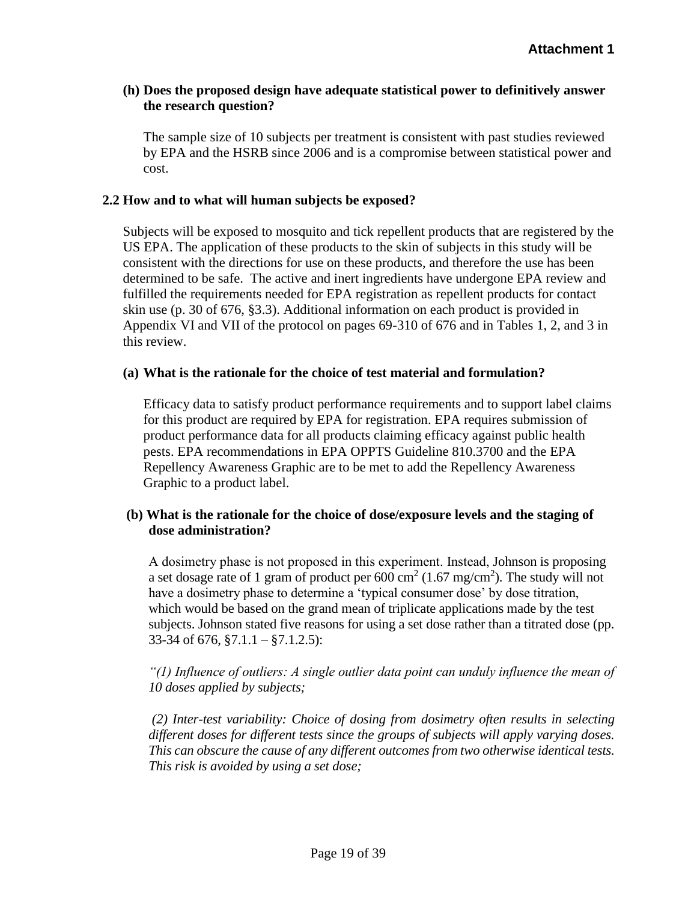**(h) Does the proposed design have adequate statistical power to definitively answer the research question?**

The sample size of 10 subjects per treatment is consistent with past studies reviewed by EPA and the HSRB since 2006 and is a compromise between statistical power and cost.

**2.2 How and to what will human subjects be exposed?**

Subjects will be exposed to mosquito and tick repellent products that are registered by the US EPA. The application of these products to the skin of subjects in this study will be consistent with the directions for use on these products, and therefore the use has been determined to be safe. The active and inert ingredients have undergone EPA review and fulfilled the requirements needed for EPA registration as repellent products for contact skin use (p. 30 of 676, §3.3). Additional information on each product is provided in Appendix VI and VII of the protocol on pages 69-310 of 676 and in Tables 1, 2, and 3 in this review.

**(a) What is the rationale for the choice of test material and formulation?**

Efficacy data to satisfy product performance requirements and to support label claims for this product are required by EPA for registration. EPA requires submission of product performance data for all products claiming efficacy against public health pests. EPA recommendations in EPA OPPTS Guideline 810.3700 and the EPA Repellency Awareness Graphic are to be met to add the Repellency Awareness Graphic to a product label.

**(b) What is the rationale for the choice of dose/exposure levels and the staging of dose administration?**

A dosimetry phase is not proposed in this experiment. Instead, Johnson is proposing a set dosage rate of 1 gram of product per 600 $cm^2$ (1.67 $mg/cm^2$). The study will not have a dosimetry phase to determine a 'typical consumer dose' by dose titration, which would be based on the grand mean of triplicate applications made by the test subjects. Johnson stated five reasons for using a set dose rather than a titrated dose (pp. 33-34 of 676, §7.1.1 – §7.1.2.5):

*"(1) Influence of outliers: A single outlier data point can unduly influence the mean of 10 doses applied by subjects;*

*(2) Inter-test variability: Choice of dosing from dosimetry often results in selecting different doses for different tests since the groups of subjects will apply varying doses. This can obscure the cause of any different outcomes from two otherwise identical tests. This risk is avoided by using a set dose;*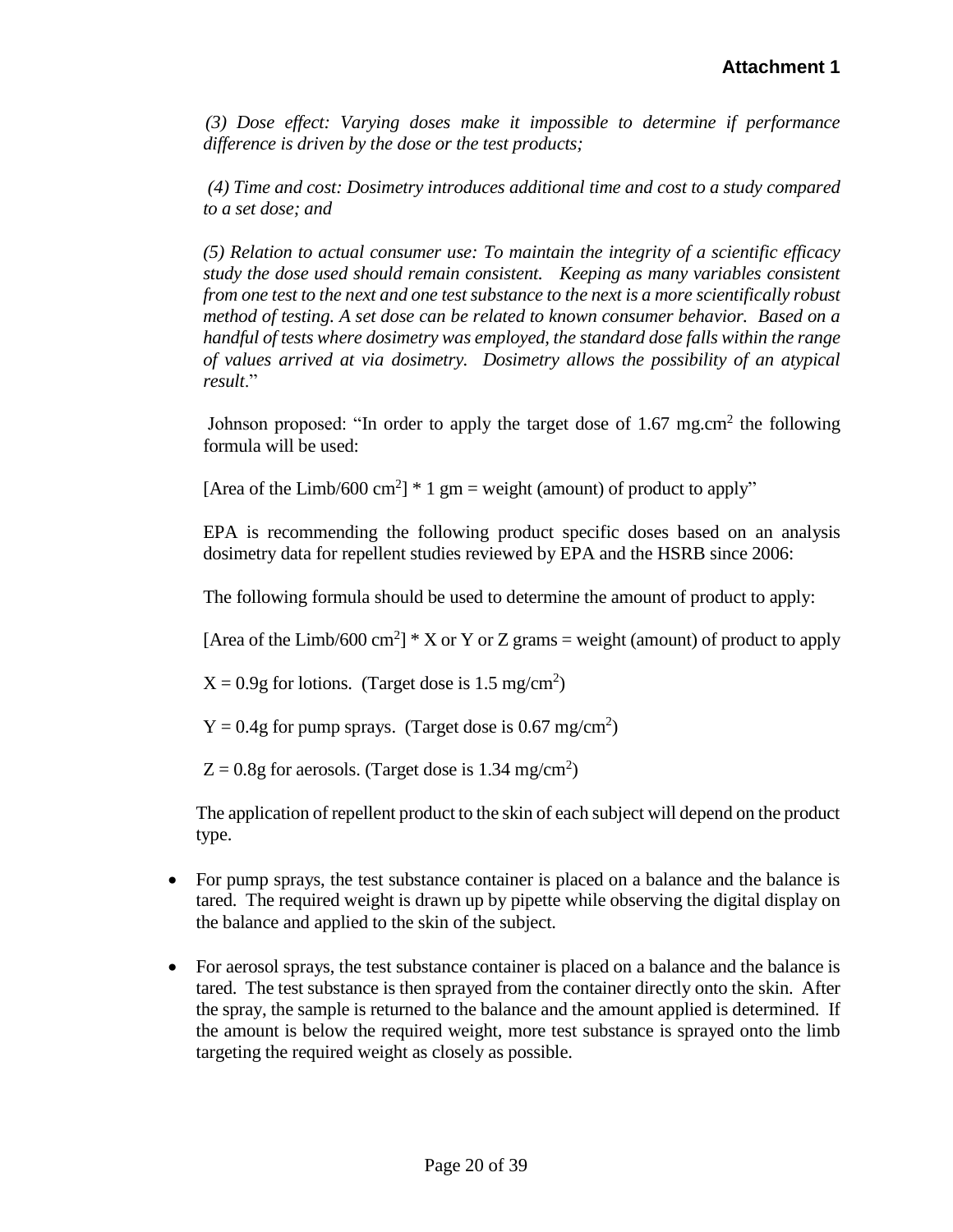**Attachment 1**

*(3) Dose effect: Varying doses make it impossible to determine if performance difference is driven by the dose or the test products;*

*(4) Time and cost: Dosimetry introduces additional time and cost to a study compared to a set dose; and*

*(5) Relation to actual consumer use: To maintain the integrity of a scientific efficacy study the dose used should remain consistent. Keeping as many variables consistent from one test to the next and one test substance to the next is a more scientifically robust method of testing. A set dose can be related to known consumer behavior. Based on a handful of tests where dosimetry was employed, the standard dose falls within the range of values arrived at via dosimetry. Dosimetry allows the possibility of an atypical result*."

Johnson proposed: "In order to apply the target dose of 1.67 mg.cm$^2$ the following formula will be used:

[Area of the Limb/600 cm$^2$] * 1 gm = weight (amount) of product to apply"

EPA is recommending the following product specific doses based on an analysis dosimetry data for repellent studies reviewed by EPA and the HSRB since 2006:

The following formula should be used to determine the amount of product to apply:

[Area of the Limb/600 cm$^2$] * X or Y or Z grams = weight (amount) of product to apply

X = 0.9g for lotions. (Target dose is 1.5 mg/cm$^2$)

Y = 0.4g for pump sprays. (Target dose is 0.67 mg/cm$^2$)

Z = 0.8g for aerosols. (Target dose is 1.34 mg/cm$^2$)

The application of repellent product to the skin of each subject will depend on the product type.

- For pump sprays, the test substance container is placed on a balance and the balance is tared. The required weight is drawn up by pipette while observing the digital display on the balance and applied to the skin of the subject.
- For aerosol sprays, the test substance container is placed on a balance and the balance is tared. The test substance is then sprayed from the container directly onto the skin. After the spray, the sample is returned to the balance and the amount applied is determined. If the amount is below the required weight, more test substance is sprayed onto the limb targeting the required weight as closely as possible.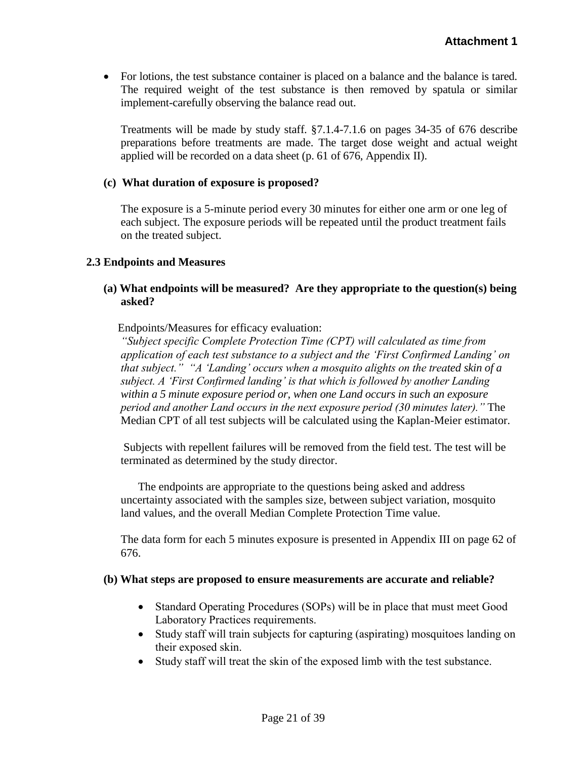- For lotions, the test substance container is placed on a balance and the balance is tared. The required weight of the test substance is then removed by spatula or similar implement-carefully observing the balance read out.

  Treatments will be made by study staff. §7.1.4-7.1.6 on pages 34-35 of 676 describe preparations before treatments are made. The target dose weight and actual weight applied will be recorded on a data sheet (p. 61 of 676, Appendix II).

**(c) What duration of exposure is proposed?**

The exposure is a 5-minute period every 30 minutes for either one arm or one leg of each subject. The exposure periods will be repeated until the product treatment fails on the treated subject.

### 2.3 Endpoints and Measures

**(a) What endpoints will be measured? Are they appropriate to the question(s) being asked?**

Endpoints/Measures for efficacy evaluation:

*"Subject specific Complete Protection Time (CPT) will calculated as time from application of each test substance to a subject and the 'First Confirmed Landing' on that subject." "A 'Landing' occurs when a mosquito alights on the treated skin of a subject. A 'First Confirmed landing' is that which is followed by another Landing within a 5 minute exposure period or, when one Land occurs in such an exposure period and another Land occurs in the next exposure period (30 minutes later)."* The Median CPT of all test subjects will be calculated using the Kaplan-Meier estimator.

Subjects with repellent failures will be removed from the field test. The test will be terminated as determined by the study director.

The endpoints are appropriate to the questions being asked and address uncertainty associated with the samples size, between subject variation, mosquito land values, and the overall Median Complete Protection Time value.

The data form for each 5 minutes exposure is presented in Appendix III on page 62 of 676.

**(b) What steps are proposed to ensure measurements are accurate and reliable?**

- Standard Operating Procedures (SOPs) will be in place that must meet Good Laboratory Practices requirements.
- Study staff will train subjects for capturing (aspirating) mosquitoes landing on their exposed skin.
- Study staff will treat the skin of the exposed limb with the test substance.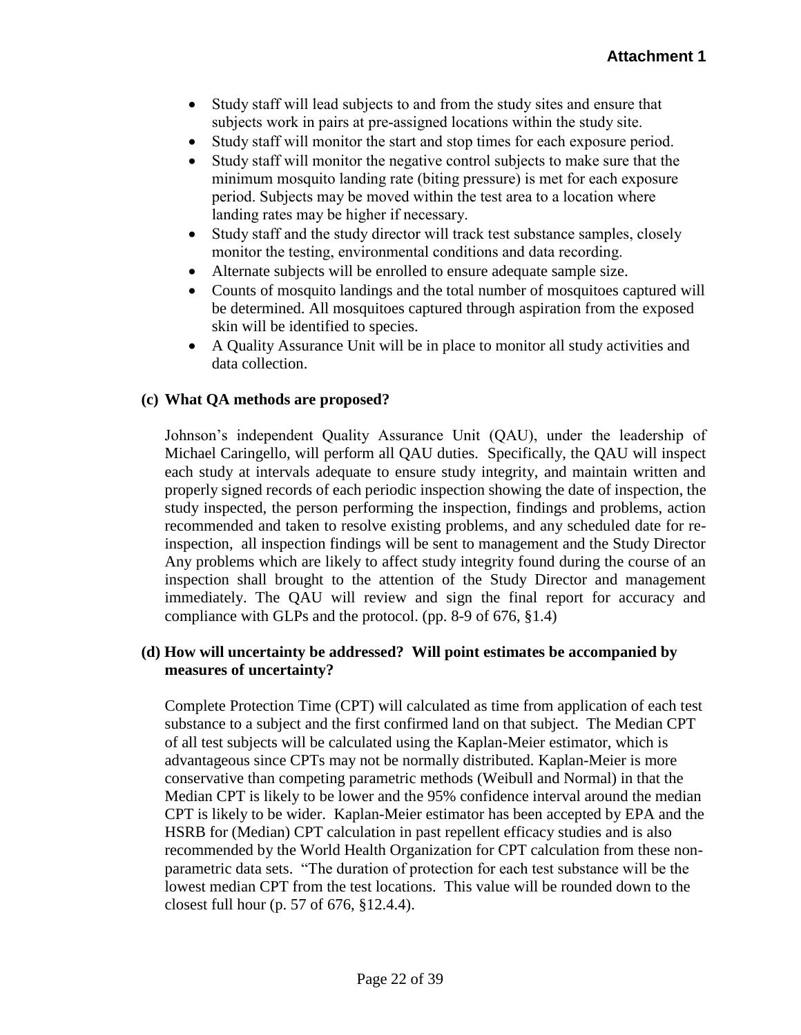- Study staff will lead subjects to and from the study sites and ensure that subjects work in pairs at pre-assigned locations within the study site.
- Study staff will monitor the start and stop times for each exposure period.
- Study staff will monitor the negative control subjects to make sure that the minimum mosquito landing rate (biting pressure) is met for each exposure period. Subjects may be moved within the test area to a location where landing rates may be higher if necessary.
- Study staff and the study director will track test substance samples, closely monitor the testing, environmental conditions and data recording.
- Alternate subjects will be enrolled to ensure adequate sample size.
- Counts of mosquito landings and the total number of mosquitoes captured will be determined. All mosquitoes captured through aspiration from the exposed skin will be identified to species.
- A Quality Assurance Unit will be in place to monitor all study activities and data collection.

**(c) What QA methods are proposed?**

Johnson's independent Quality Assurance Unit (QAU), under the leadership of Michael Caringello, will perform all QAU duties. Specifically, the QAU will inspect each study at intervals adequate to ensure study integrity, and maintain written and properly signed records of each periodic inspection showing the date of inspection, the study inspected, the person performing the inspection, findings and problems, action recommended and taken to resolve existing problems, and any scheduled date for re-inspection, all inspection findings will be sent to management and the Study Director Any problems which are likely to affect study integrity found during the course of an inspection shall brought to the attention of the Study Director and management immediately. The QAU will review and sign the final report for accuracy and compliance with GLPs and the protocol. (pp. 8-9 of 676, §1.4)

**(d) How will uncertainty be addressed? Will point estimates be accompanied by measures of uncertainty?**

Complete Protection Time (CPT) will calculated as time from application of each test substance to a subject and the first confirmed land on that subject. The Median CPT of all test subjects will be calculated using the Kaplan-Meier estimator, which is advantageous since CPTs may not be normally distributed. Kaplan-Meier is more conservative than competing parametric methods (Weibull and Normal) in that the Median CPT is likely to be lower and the 95% confidence interval around the median CPT is likely to be wider. Kaplan-Meier estimator has been accepted by EPA and the HSRB for (Median) CPT calculation in past repellent efficacy studies and is also recommended by the World Health Organization for CPT calculation from these non-parametric data sets. "The duration of protection for each test substance will be the lowest median CPT from the test locations. This value will be rounded down to the closest full hour (p. 57 of 676, §12.4.4).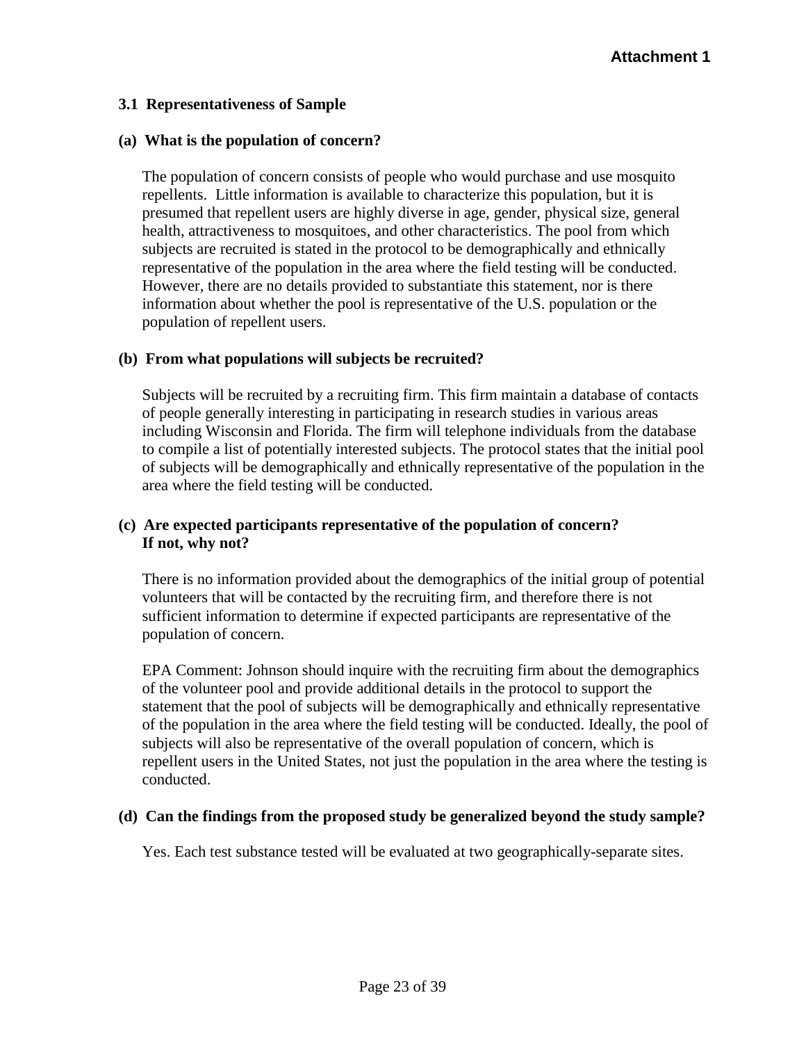**Attachment 1**

### 3.1 Representativeness of Sample

**(a) What is the population of concern?**

The population of concern consists of people who would purchase and use mosquito repellents. Little information is available to characterize this population, but it is presumed that repellent users are highly diverse in age, gender, physical size, general health, attractiveness to mosquitoes, and other characteristics. The pool from which subjects are recruited is stated in the protocol to be demographically and ethnically representative of the population in the area where the field testing will be conducted. However, there are no details provided to substantiate this statement, nor is there information about whether the pool is representative of the U.S. population or the population of repellent users.

**(b) From what populations will subjects be recruited?**

Subjects will be recruited by a recruiting firm. This firm maintain a database of contacts of people generally interesting in participating in research studies in various areas including Wisconsin and Florida. The firm will telephone individuals from the database to compile a list of potentially interested subjects. The protocol states that the initial pool of subjects will be demographically and ethnically representative of the population in the area where the field testing will be conducted.

**(c) Are expected participants representative of the population of concern? If not, why not?**

There is no information provided about the demographics of the initial group of potential volunteers that will be contacted by the recruiting firm, and therefore there is not sufficient information to determine if expected participants are representative of the population of concern.

EPA Comment: Johnson should inquire with the recruiting firm about the demographics of the volunteer pool and provide additional details in the protocol to support the statement that the pool of subjects will be demographically and ethnically representative of the population in the area where the field testing will be conducted. Ideally, the pool of subjects will also be representative of the overall population of concern, which is repellent users in the United States, not just the population in the area where the testing is conducted.

**(d) Can the findings from the proposed study be generalized beyond the study sample?**

Yes. Each test substance tested will be evaluated at two geographically-separate sites.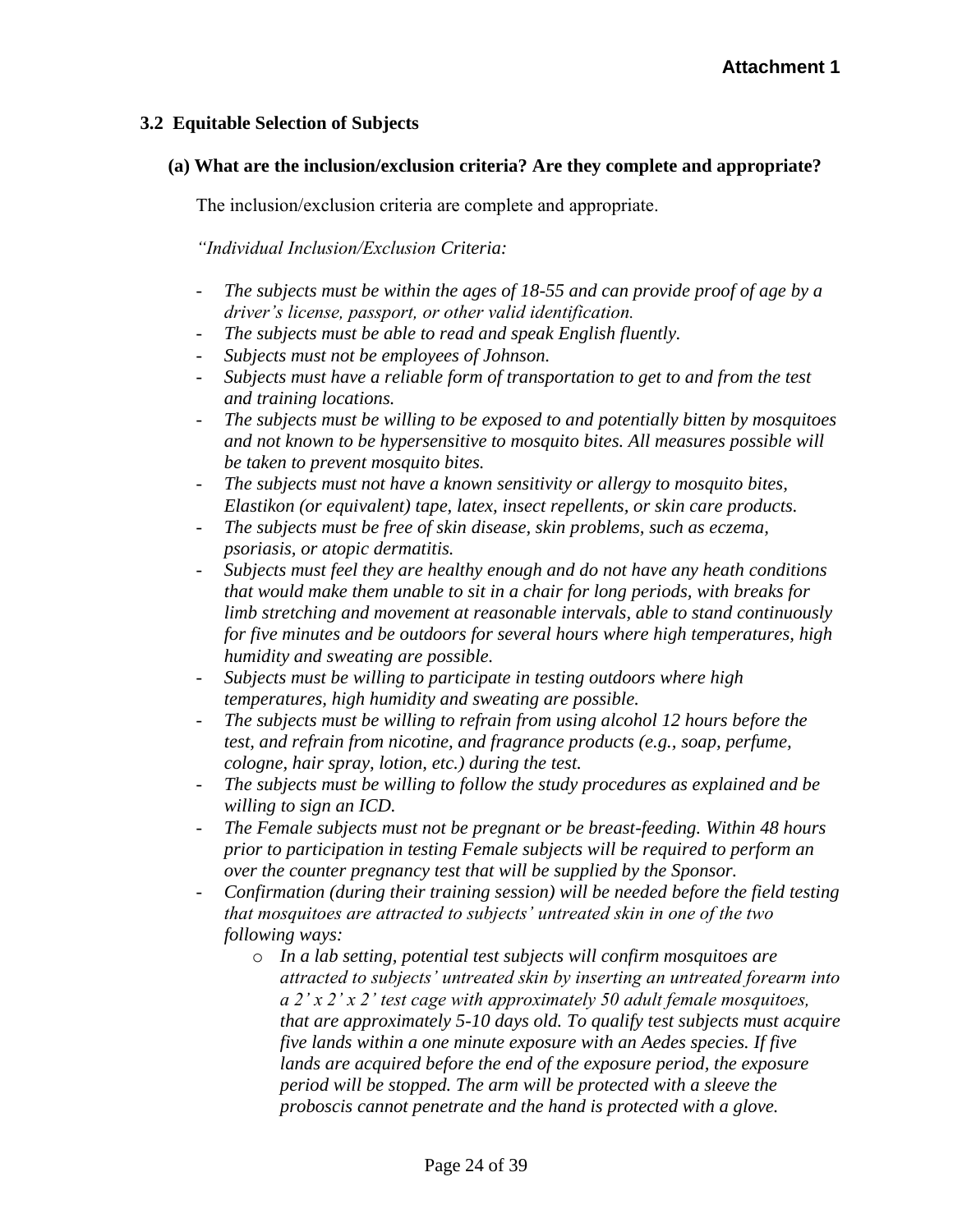**Attachment 1**

### 3.2 Equitable Selection of Subjects

#### (a) What are the inclusion/exclusion criteria? Are they complete and appropriate?

The inclusion/exclusion criteria are complete and appropriate.

*"Individual Inclusion/Exclusion Criteria:*

- *The subjects must be within the ages of 18-55 and can provide proof of age by a driver's license, passport, or other valid identification.*
- *The subjects must be able to read and speak English fluently.*
- *Subjects must not be employees of Johnson.*
- *Subjects must have a reliable form of transportation to get to and from the test and training locations.*
- *The subjects must be willing to be exposed to and potentially bitten by mosquitoes and not known to be hypersensitive to mosquito bites. All measures possible will be taken to prevent mosquito bites.*
- *The subjects must not have a known sensitivity or allergy to mosquito bites, Elastikon (or equivalent) tape, latex, insect repellents, or skin care products.*
- *The subjects must be free of skin disease, skin problems, such as eczema, psoriasis, or atopic dermatitis.*
- *Subjects must feel they are healthy enough and do not have any heath conditions that would make them unable to sit in a chair for long periods, with breaks for limb stretching and movement at reasonable intervals, able to stand continuously for five minutes and be outdoors for several hours where high temperatures, high humidity and sweating are possible.*
- *Subjects must be willing to participate in testing outdoors where high temperatures, high humidity and sweating are possible.*
- *The subjects must be willing to refrain from using alcohol 12 hours before the test, and refrain from nicotine, and fragrance products (e.g., soap, perfume, cologne, hair spray, lotion, etc.) during the test.*
- *The subjects must be willing to follow the study procedures as explained and be willing to sign an ICD.*
- *The Female subjects must not be pregnant or be breast-feeding. Within 48 hours prior to participation in testing Female subjects will be required to perform an over the counter pregnancy test that will be supplied by the Sponsor.*
- *Confirmation (during their training session) will be needed before the field testing that mosquitoes are attracted to subjects' untreated skin in one of the two following ways:*
  - *In a lab setting, potential test subjects will confirm mosquitoes are attracted to subjects' untreated skin by inserting an untreated forearm into a 2' x 2' x 2' test cage with approximately 50 adult female mosquitoes, that are approximately 5-10 days old. To qualify test subjects must acquire five lands within a one minute exposure with an Aedes species. If five lands are acquired before the end of the exposure period, the exposure period will be stopped. The arm will be protected with a sleeve the proboscis cannot penetrate and the hand is protected with a glove.*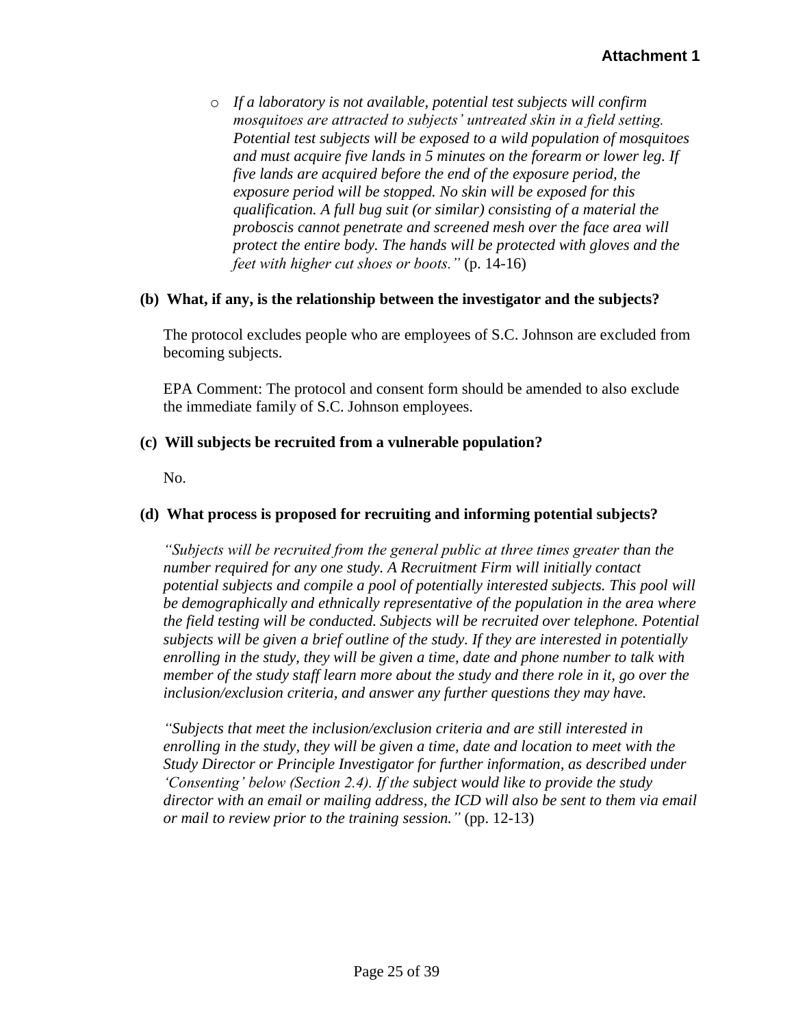- *If a laboratory is not available, potential test subjects will confirm mosquitoes are attracted to subjects' untreated skin in a field setting. Potential test subjects will be exposed to a wild population of mosquitoes and must acquire five lands in 5 minutes on the forearm or lower leg. If five lands are acquired before the end of the exposure period, the exposure period will be stopped. No skin will be exposed for this qualification. A full bug suit (or similar) consisting of a material the proboscis cannot penetrate and screened mesh over the face area will protect the entire body. The hands will be protected with gloves and the feet with higher cut shoes or boots."* (p. 14-16)

**(b) What, if any, is the relationship between the investigator and the subjects?**

The protocol excludes people who are employees of S.C. Johnson are excluded from becoming subjects.

EPA Comment: The protocol and consent form should be amended to also exclude the immediate family of S.C. Johnson employees.

**(c) Will subjects be recruited from a vulnerable population?**

No.

**(d) What process is proposed for recruiting and informing potential subjects?**

*"Subjects will be recruited from the general public at three times greater than the number required for any one study. A Recruitment Firm will initially contact potential subjects and compile a pool of potentially interested subjects. This pool will be demographically and ethnically representative of the population in the area where the field testing will be conducted. Subjects will be recruited over telephone. Potential subjects will be given a brief outline of the study. If they are interested in potentially enrolling in the study, they will be given a time, date and phone number to talk with member of the study staff learn more about the study and there role in it, go over the inclusion/exclusion criteria, and answer any further questions they may have.*

*"Subjects that meet the inclusion/exclusion criteria and are still interested in enrolling in the study, they will be given a time, date and location to meet with the Study Director or Principle Investigator for further information, as described under 'Consenting' below (Section 2.4). If the subject would like to provide the study director with an email or mailing address, the ICD will also be sent to them via email or mail to review prior to the training session."* (pp. 12-13)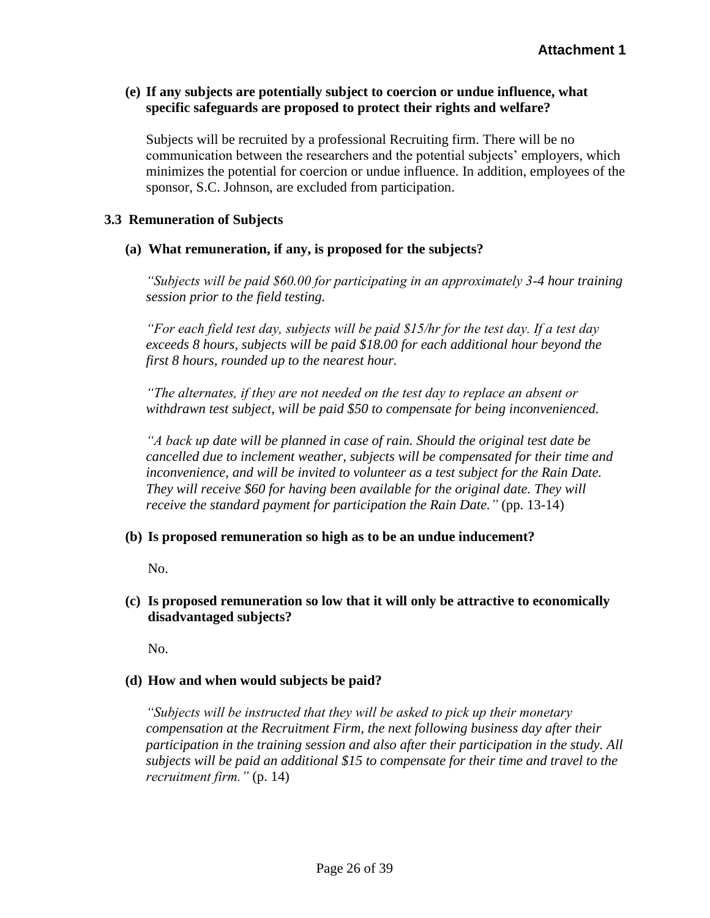**Attachment 1**

**(e) If any subjects are potentially subject to coercion or undue influence, what specific safeguards are proposed to protect their rights and welfare?**

Subjects will be recruited by a professional Recruiting firm. There will be no communication between the researchers and the potential subjects' employers, which minimizes the potential for coercion or undue influence. In addition, employees of the sponsor, S.C. Johnson, are excluded from participation.

## 3.3 Remuneration of Subjects

**(a) What remuneration, if any, is proposed for the subjects?**

*"Subjects will be paid $60.00 for participating in an approximately 3-4 hour training session prior to the field testing.*

*"For each field test day, subjects will be paid $15/hr for the test day. If a test day exceeds 8 hours, subjects will be paid $18.00 for each additional hour beyond the first 8 hours, rounded up to the nearest hour.*

*"The alternates, if they are not needed on the test day to replace an absent or withdrawn test subject, will be paid $50 to compensate for being inconvenienced.*

*"A back up date will be planned in case of rain. Should the original test date be cancelled due to inclement weather, subjects will be compensated for their time and inconvenience, and will be invited to volunteer as a test subject for the Rain Date. They will receive $60 for having been available for the original date. They will receive the standard payment for participation the Rain Date."* (pp. 13-14)

**(b) Is proposed remuneration so high as to be an undue inducement?**

No.

**(c) Is proposed remuneration so low that it will only be attractive to economically disadvantaged subjects?**

No.

**(d) How and when would subjects be paid?**

*"Subjects will be instructed that they will be asked to pick up their monetary compensation at the Recruitment Firm, the next following business day after their participation in the training session and also after their participation in the study. All subjects will be paid an additional $15 to compensate for their time and travel to the recruitment firm."* (p. 14)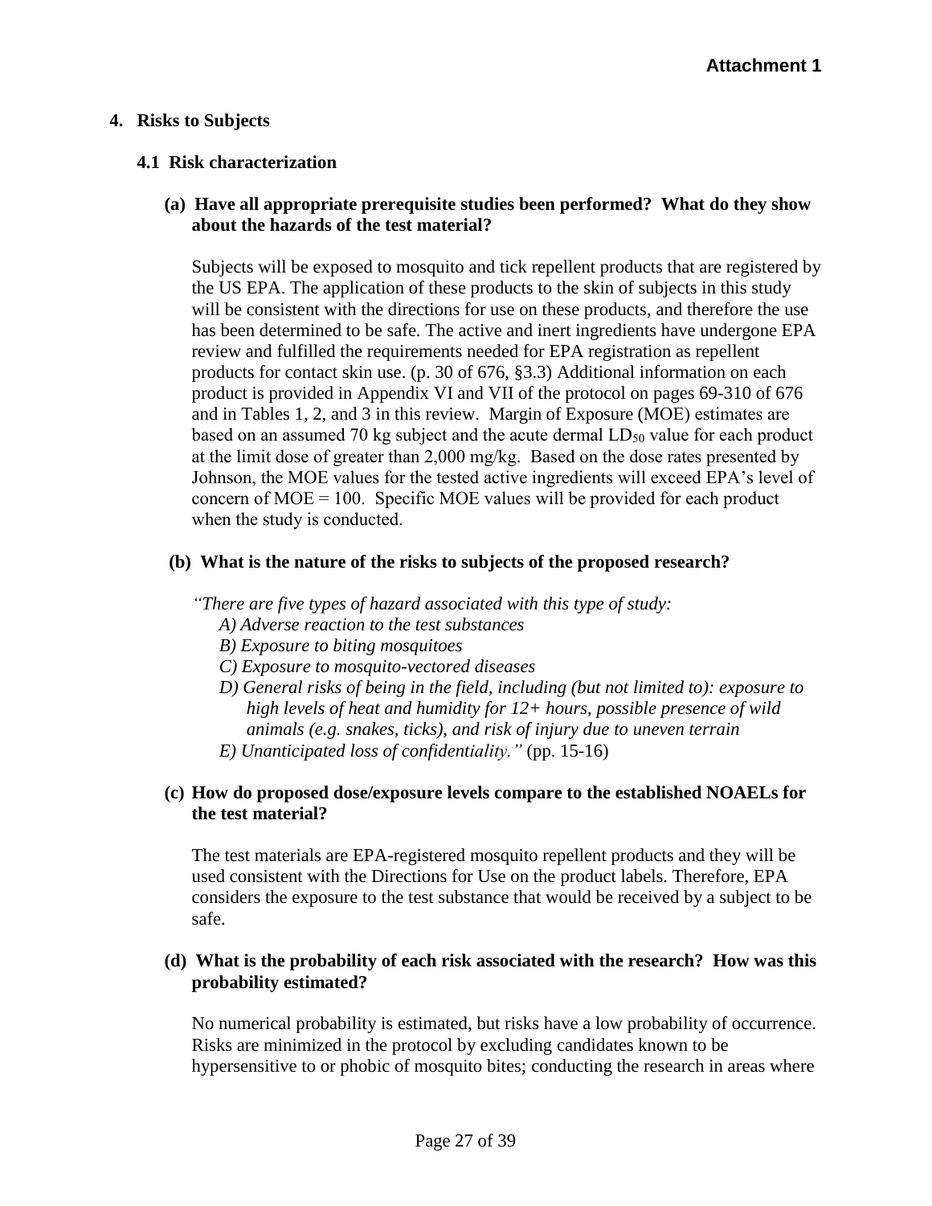## 4. Risks to Subjects

### 4.1 Risk characterization

**(a) Have all appropriate prerequisite studies been performed? What do they show about the hazards of the test material?**

Subjects will be exposed to mosquito and tick repellent products that are registered by the US EPA. The application of these products to the skin of subjects in this study will be consistent with the directions for use on these products, and therefore the use has been determined to be safe. The active and inert ingredients have undergone EPA review and fulfilled the requirements needed for EPA registration as repellent products for contact skin use. (p. 30 of 676, §3.3) Additional information on each product is provided in Appendix VI and VII of the protocol on pages 69-310 of 676 and in Tables 1, 2, and 3 in this review. Margin of Exposure (MOE) estimates are based on an assumed 70 kg subject and the acute dermal $LD_{50}$ value for each product at the limit dose of greater than 2,000 mg/kg. Based on the dose rates presented by Johnson, the MOE values for the tested active ingredients will exceed EPA's level of concern of MOE = 100. Specific MOE values will be provided for each product when the study is conducted.

**(b) What is the nature of the risks to subjects of the proposed research?**

*"There are five types of hazard associated with this type of study:*

*A) Adverse reaction to the test substances*
*B) Exposure to biting mosquitoes*
*C) Exposure to mosquito-vectored diseases*
*D) General risks of being in the field, including (but not limited to): exposure to high levels of heat and humidity for 12+ hours, possible presence of wild animals (e.g. snakes, ticks), and risk of injury due to uneven terrain*
*E) Unanticipated loss of confidentiality."* (pp. 15-16)

**(c) How do proposed dose/exposure levels compare to the established NOAELs for the test material?**

The test materials are EPA-registered mosquito repellent products and they will be used consistent with the Directions for Use on the product labels. Therefore, EPA considers the exposure to the test substance that would be received by a subject to be safe.

**(d) What is the probability of each risk associated with the research? How was this probability estimated?**

No numerical probability is estimated, but risks have a low probability of occurrence. Risks are minimized in the protocol by excluding candidates known to be hypersensitive to or phobic of mosquito bites; conducting the research in areas where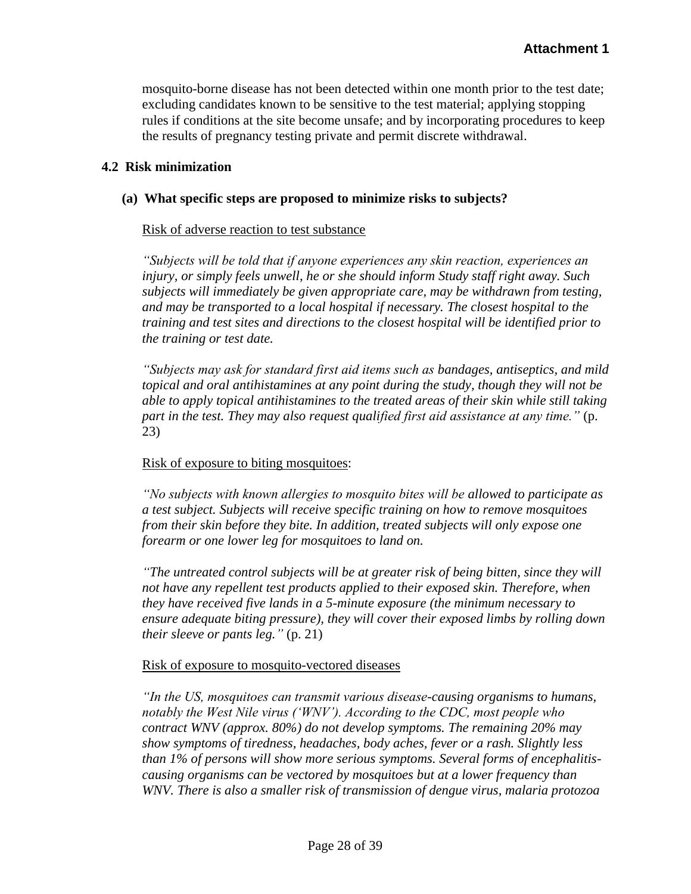mosquito-borne disease has not been detected within one month prior to the test date; excluding candidates known to be sensitive to the test material; applying stopping rules if conditions at the site become unsafe; and by incorporating procedures to keep the results of pregnancy testing private and permit discrete withdrawal.

### 4.2 Risk minimization

#### (a) What specific steps are proposed to minimize risks to subjects?

Risk of adverse reaction to test substance

*"Subjects will be told that if anyone experiences any skin reaction, experiences an injury, or simply feels unwell, he or she should inform Study staff right away. Such subjects will immediately be given appropriate care, may be withdrawn from testing, and may be transported to a local hospital if necessary. The closest hospital to the training and test sites and directions to the closest hospital will be identified prior to the training or test date.*

*"Subjects may ask for standard first aid items such as bandages, antiseptics, and mild topical and oral antihistamines at any point during the study, though they will not be able to apply topical antihistamines to the treated areas of their skin while still taking part in the test. They may also request qualified first aid assistance at any time."* (p. 23)

Risk of exposure to biting mosquitoes:

*"No subjects with known allergies to mosquito bites will be allowed to participate as a test subject. Subjects will receive specific training on how to remove mosquitoes from their skin before they bite. In addition, treated subjects will only expose one forearm or one lower leg for mosquitoes to land on.*

*"The untreated control subjects will be at greater risk of being bitten, since they will not have any repellent test products applied to their exposed skin. Therefore, when they have received five lands in a 5-minute exposure (the minimum necessary to ensure adequate biting pressure), they will cover their exposed limbs by rolling down their sleeve or pants leg."* (p. 21)

Risk of exposure to mosquito-vectored diseases

*"In the US, mosquitoes can transmit various disease-causing organisms to humans, notably the West Nile virus ('WNV'). According to the CDC, most people who contract WNV (approx. 80%) do not develop symptoms. The remaining 20% may show symptoms of tiredness, headaches, body aches, fever or a rash. Slightly less than 1% of persons will show more serious symptoms. Several forms of encephalitis-causing organisms can be vectored by mosquitoes but at a lower frequency than WNV. There is also a smaller risk of transmission of dengue virus, malaria protozoa*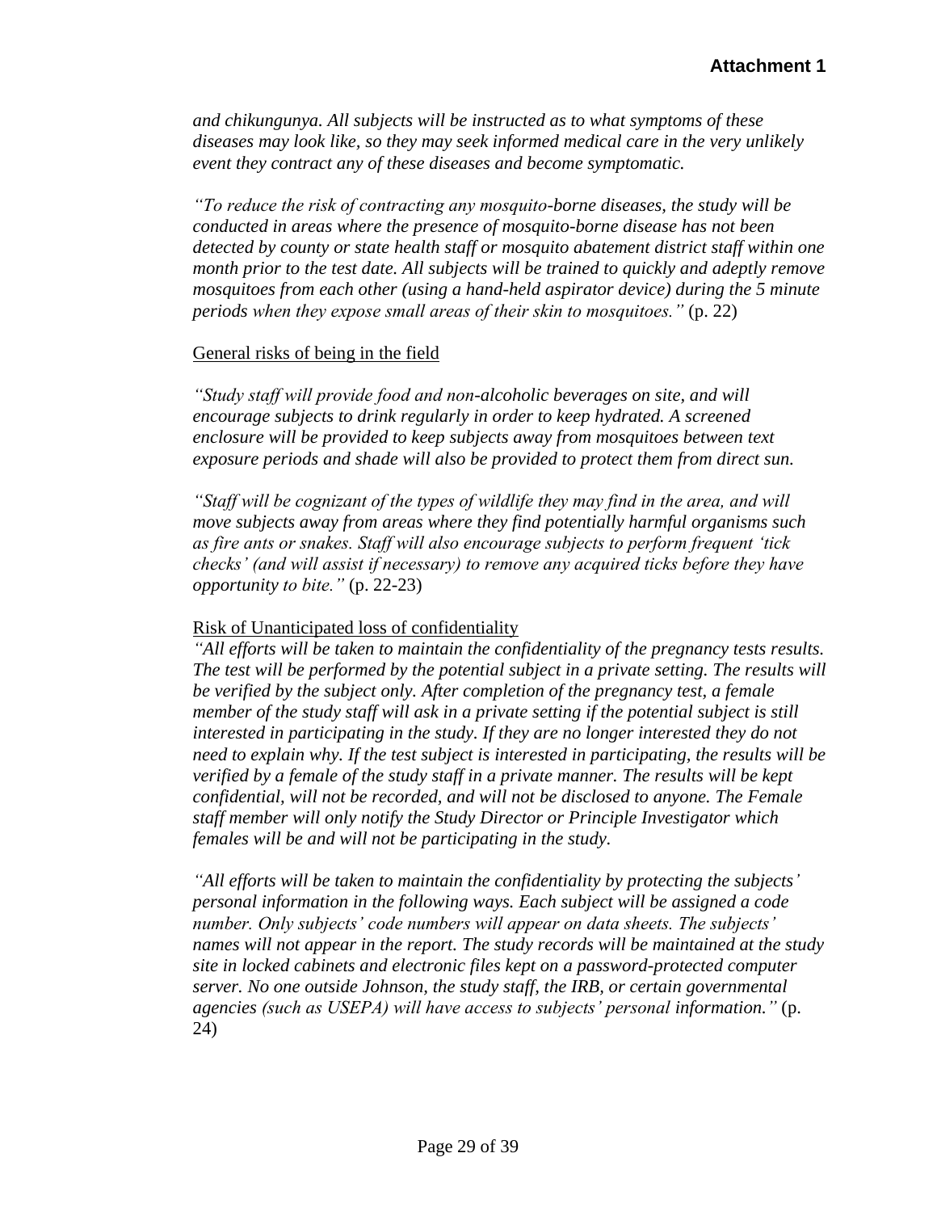*and chikungunya. All subjects will be instructed as to what symptoms of these diseases may look like, so they may seek informed medical care in the very unlikely event they contract any of these diseases and become symptomatic.*

*"To reduce the risk of contracting any mosquito-borne diseases, the study will be conducted in areas where the presence of mosquito-borne disease has not been detected by county or state health staff or mosquito abatement district staff within one month prior to the test date. All subjects will be trained to quickly and adeptly remove mosquitoes from each other (using a hand-held aspirator device) during the 5 minute periods when they expose small areas of their skin to mosquitoes."* (p. 22)

General risks of being in the field

*"Study staff will provide food and non-alcoholic beverages on site, and will encourage subjects to drink regularly in order to keep hydrated. A screened enclosure will be provided to keep subjects away from mosquitoes between text exposure periods and shade will also be provided to protect them from direct sun.*

*"Staff will be cognizant of the types of wildlife they may find in the area, and will move subjects away from areas where they find potentially harmful organisms such as fire ants or snakes. Staff will also encourage subjects to perform frequent 'tick checks' (and will assist if necessary) to remove any acquired ticks before they have opportunity to bite."* (p. 22-23)

Risk of Unanticipated loss of confidentiality

*"All efforts will be taken to maintain the confidentiality of the pregnancy tests results. The test will be performed by the potential subject in a private setting. The results will be verified by the subject only. After completion of the pregnancy test, a female member of the study staff will ask in a private setting if the potential subject is still interested in participating in the study. If they are no longer interested they do not need to explain why. If the test subject is interested in participating, the results will be verified by a female of the study staff in a private manner. The results will be kept confidential, will not be recorded, and will not be disclosed to anyone. The Female staff member will only notify the Study Director or Principle Investigator which females will be and will not be participating in the study.*

*"All efforts will be taken to maintain the confidentiality by protecting the subjects' personal information in the following ways. Each subject will be assigned a code number. Only subjects' code numbers will appear on data sheets. The subjects' names will not appear in the report. The study records will be maintained at the study site in locked cabinets and electronic files kept on a password-protected computer server. No one outside Johnson, the study staff, the IRB, or certain governmental agencies (such as USEPA) will have access to subjects' personal information."* (p. 24)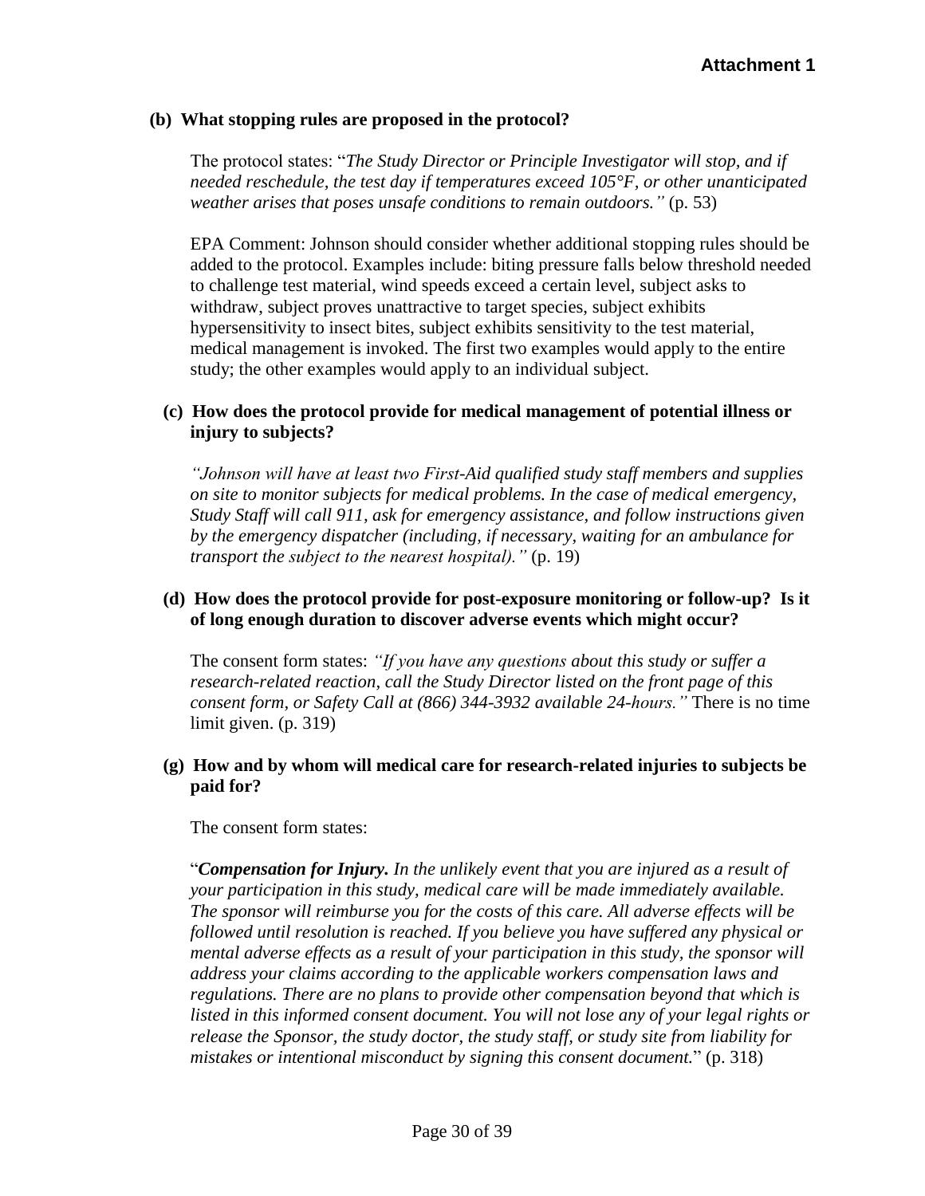**(b) What stopping rules are proposed in the protocol?**

The protocol states: "*The Study Director or Principle Investigator will stop, and if needed reschedule, the test day if temperatures exceed 105°F, or other unanticipated weather arises that poses unsafe conditions to remain outdoors."* (p. 53)

EPA Comment: Johnson should consider whether additional stopping rules should be added to the protocol. Examples include: biting pressure falls below threshold needed to challenge test material, wind speeds exceed a certain level, subject asks to withdraw, subject proves unattractive to target species, subject exhibits hypersensitivity to insect bites, subject exhibits sensitivity to the test material, medical management is invoked. The first two examples would apply to the entire study; the other examples would apply to an individual subject.

**(c) How does the protocol provide for medical management of potential illness or injury to subjects?**

*"Johnson will have at least two First-Aid qualified study staff members and supplies on site to monitor subjects for medical problems. In the case of medical emergency, Study Staff will call 911, ask for emergency assistance, and follow instructions given by the emergency dispatcher (including, if necessary, waiting for an ambulance for transport the subject to the nearest hospital)."* (p. 19)

**(d) How does the protocol provide for post-exposure monitoring or follow-up? Is it of long enough duration to discover adverse events which might occur?**

The consent form states: *"If you have any questions about this study or suffer a research-related reaction, call the Study Director listed on the front page of this consent form, or Safety Call at (866) 344-3932 available 24-hours."* There is no time limit given. (p. 319)

**(g) How and by whom will medical care for research-related injuries to subjects be paid for?**

The consent form states:

"***Compensation for Injury.*** *In the unlikely event that you are injured as a result of your participation in this study, medical care will be made immediately available. The sponsor will reimburse you for the costs of this care. All adverse effects will be followed until resolution is reached. If you believe you have suffered any physical or mental adverse effects as a result of your participation in this study, the sponsor will address your claims according to the applicable workers compensation laws and regulations. There are no plans to provide other compensation beyond that which is listed in this informed consent document. You will not lose any of your legal rights or release the Sponsor, the study doctor, the study staff, or study site from liability for mistakes or intentional misconduct by signing this consent document.*" (p. 318)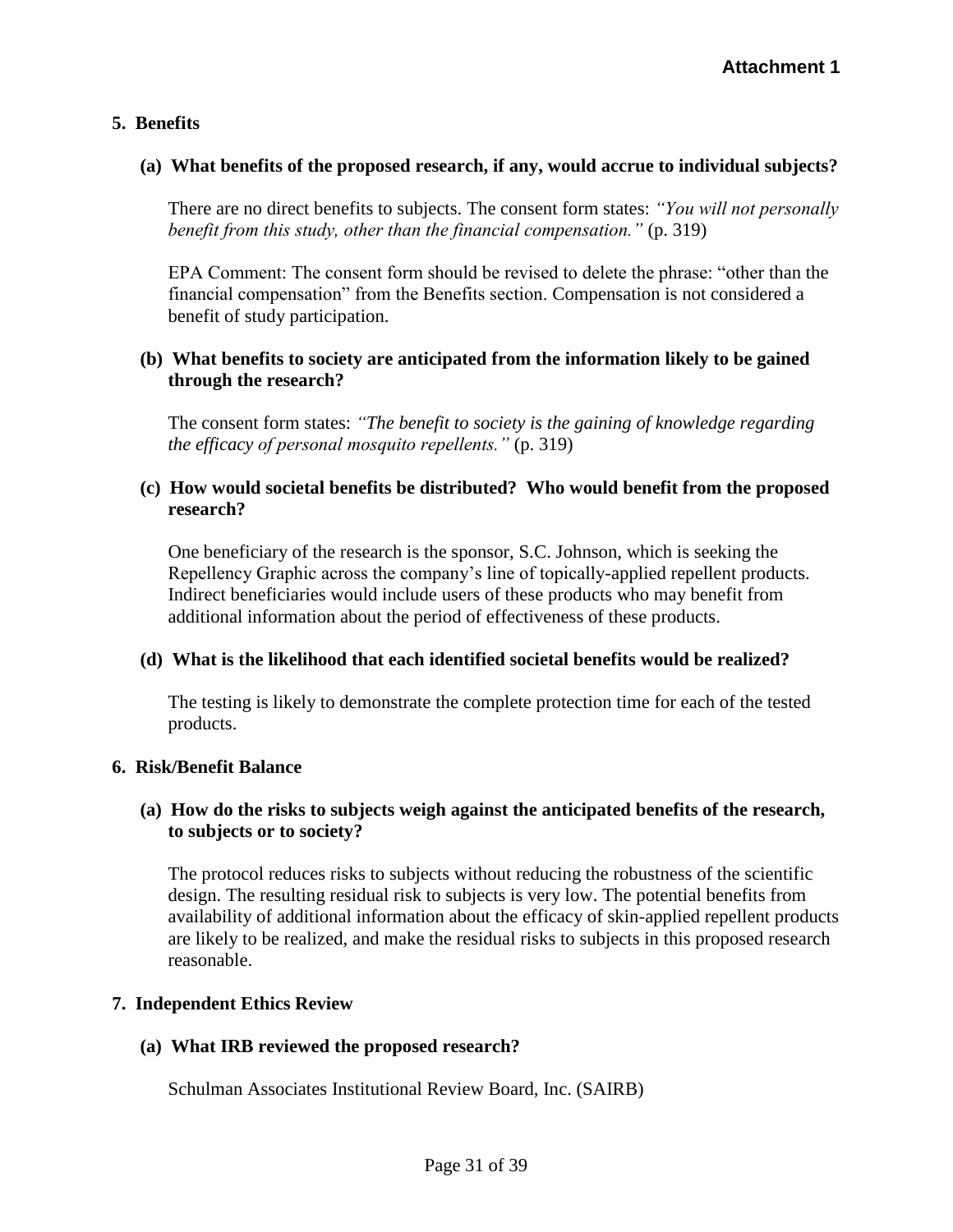**Attachment 1**

**5. Benefits**

**(a) What benefits of the proposed research, if any, would accrue to individual subjects?**

There are no direct benefits to subjects. The consent form states: *"You will not personally benefit from this study, other than the financial compensation."* (p. 319)

EPA Comment: The consent form should be revised to delete the phrase: "other than the financial compensation" from the Benefits section. Compensation is not considered a benefit of study participation.

**(b) What benefits to society are anticipated from the information likely to be gained through the research?**

The consent form states: *"The benefit to society is the gaining of knowledge regarding the efficacy of personal mosquito repellents."* (p. 319)

**(c) How would societal benefits be distributed? Who would benefit from the proposed research?**

One beneficiary of the research is the sponsor, S.C. Johnson, which is seeking the Repellency Graphic across the company's line of topically-applied repellent products. Indirect beneficiaries would include users of these products who may benefit from additional information about the period of effectiveness of these products.

**(d) What is the likelihood that each identified societal benefits would be realized?**

The testing is likely to demonstrate the complete protection time for each of the tested products.

**6. Risk/Benefit Balance**

**(a) How do the risks to subjects weigh against the anticipated benefits of the research, to subjects or to society?**

The protocol reduces risks to subjects without reducing the robustness of the scientific design. The resulting residual risk to subjects is very low. The potential benefits from availability of additional information about the efficacy of skin-applied repellent products are likely to be realized, and make the residual risks to subjects in this proposed research reasonable.

**7. Independent Ethics Review**

**(a) What IRB reviewed the proposed research?**

Schulman Associates Institutional Review Board, Inc. (SAIRB)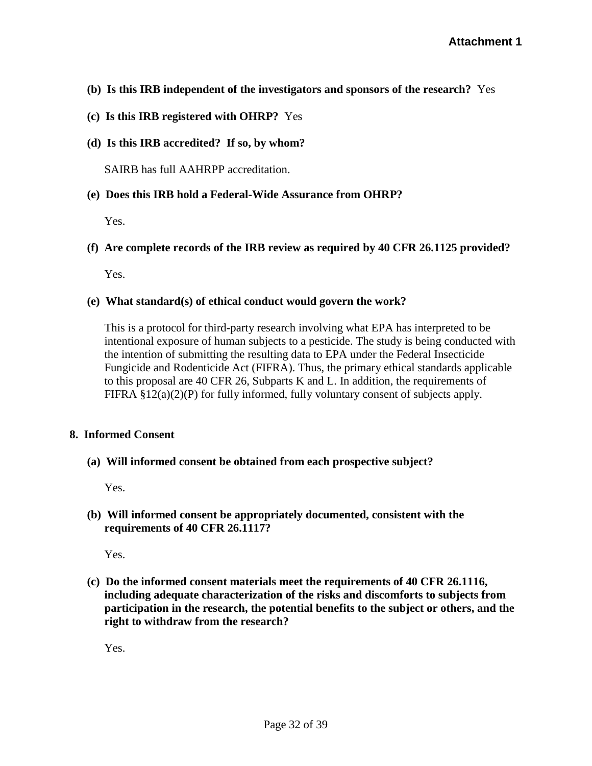**Attachment 1**

**(b) Is this IRB independent of the investigators and sponsors of the research?** Yes

**(c) Is this IRB registered with OHRP?** Yes

**(d) Is this IRB accredited? If so, by whom?**

SAIRB has full AAHRPP accreditation.

**(e) Does this IRB hold a Federal-Wide Assurance from OHRP?**

Yes.

**(f) Are complete records of the IRB review as required by 40 CFR 26.1125 provided?**

Yes.

**(e) What standard(s) of ethical conduct would govern the work?**

This is a protocol for third-party research involving what EPA has interpreted to be intentional exposure of human subjects to a pesticide. The study is being conducted with the intention of submitting the resulting data to EPA under the Federal Insecticide Fungicide and Rodenticide Act (FIFRA). Thus, the primary ethical standards applicable to this proposal are 40 CFR 26, Subparts K and L. In addition, the requirements of FIFRA §12(a)(2)(P) for fully informed, fully voluntary consent of subjects apply.

## 8. Informed Consent

**(a) Will informed consent be obtained from each prospective subject?**

Yes.

**(b) Will informed consent be appropriately documented, consistent with the requirements of 40 CFR 26.1117?**

Yes.

**(c) Do the informed consent materials meet the requirements of 40 CFR 26.1116, including adequate characterization of the risks and discomforts to subjects from participation in the research, the potential benefits to the subject or others, and the right to withdraw from the research?**

Yes.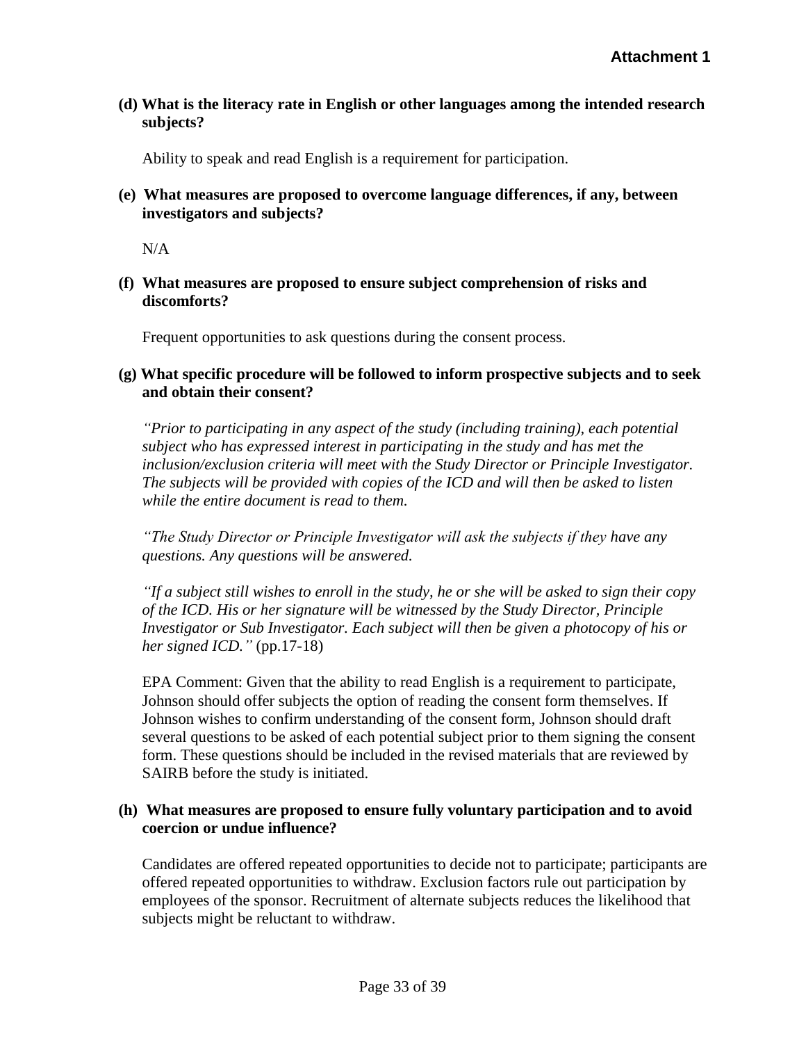**Attachment 1**

**(d) What is the literacy rate in English or other languages among the intended research subjects?**

Ability to speak and read English is a requirement for participation.

**(e) What measures are proposed to overcome language differences, if any, between investigators and subjects?**

N/A

**(f) What measures are proposed to ensure subject comprehension of risks and discomforts?**

Frequent opportunities to ask questions during the consent process.

**(g) What specific procedure will be followed to inform prospective subjects and to seek and obtain their consent?**

*"Prior to participating in any aspect of the study (including training), each potential subject who has expressed interest in participating in the study and has met the inclusion/exclusion criteria will meet with the Study Director or Principle Investigator. The subjects will be provided with copies of the ICD and will then be asked to listen while the entire document is read to them.*

*"The Study Director or Principle Investigator will ask the subjects if they have any questions. Any questions will be answered.*

*"If a subject still wishes to enroll in the study, he or she will be asked to sign their copy of the ICD. His or her signature will be witnessed by the Study Director, Principle Investigator or Sub Investigator. Each subject will then be given a photocopy of his or her signed ICD."* (pp.17-18)

EPA Comment: Given that the ability to read English is a requirement to participate, Johnson should offer subjects the option of reading the consent form themselves. If Johnson wishes to confirm understanding of the consent form, Johnson should draft several questions to be asked of each potential subject prior to them signing the consent form. These questions should be included in the revised materials that are reviewed by SAIRB before the study is initiated.

**(h) What measures are proposed to ensure fully voluntary participation and to avoid coercion or undue influence?**

Candidates are offered repeated opportunities to decide not to participate; participants are offered repeated opportunities to withdraw. Exclusion factors rule out participation by employees of the sponsor. Recruitment of alternate subjects reduces the likelihood that subjects might be reluctant to withdraw.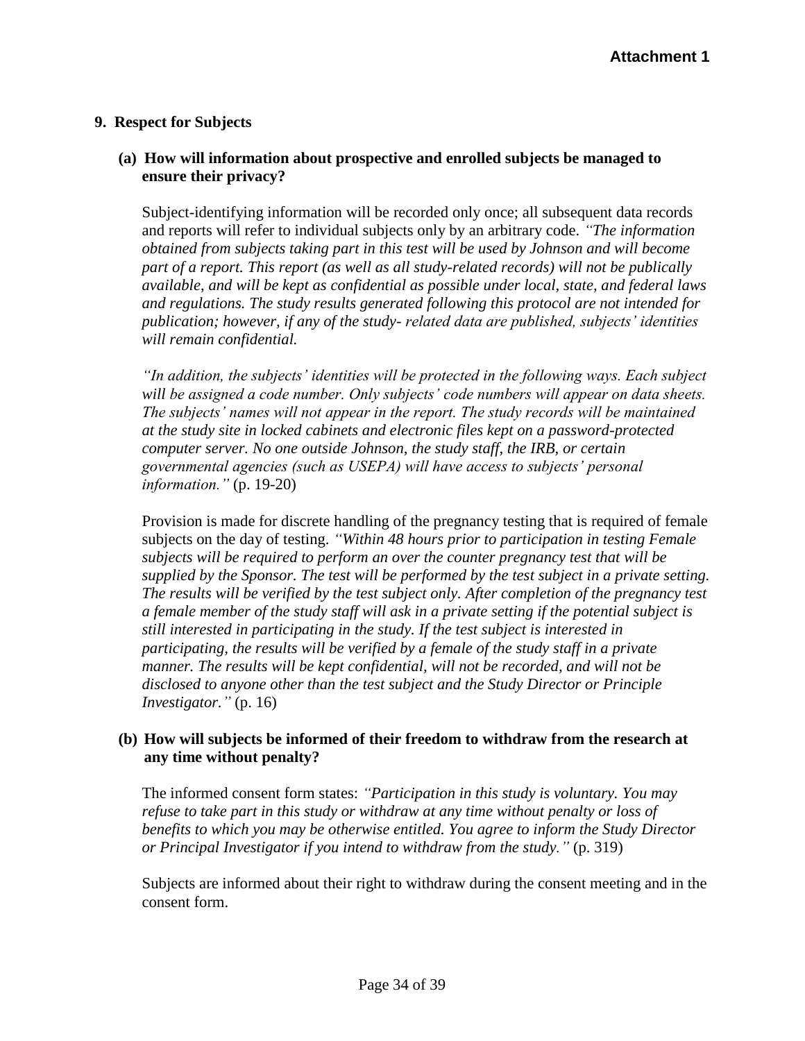**Attachment 1**

## 9. Respect for Subjects

### (a) How will information about prospective and enrolled subjects be managed to ensure their privacy?

Subject-identifying information will be recorded only once; all subsequent data records and reports will refer to individual subjects only by an arbitrary code. *"The information obtained from subjects taking part in this test will be used by Johnson and will become part of a report. This report (as well as all study-related records) will not be publically available, and will be kept as confidential as possible under local, state, and federal laws and regulations. The study results generated following this protocol are not intended for publication; however, if any of the study- related data are published, subjects' identities will remain confidential.*

*"In addition, the subjects' identities will be protected in the following ways. Each subject will be assigned a code number. Only subjects' code numbers will appear on data sheets. The subjects' names will not appear in the report. The study records will be maintained at the study site in locked cabinets and electronic files kept on a password-protected computer server. No one outside Johnson, the study staff, the IRB, or certain governmental agencies (such as USEPA) will have access to subjects' personal information."* (p. 19-20)

Provision is made for discrete handling of the pregnancy testing that is required of female subjects on the day of testing. *"Within 48 hours prior to participation in testing Female subjects will be required to perform an over the counter pregnancy test that will be supplied by the Sponsor. The test will be performed by the test subject in a private setting. The results will be verified by the test subject only. After completion of the pregnancy test a female member of the study staff will ask in a private setting if the potential subject is still interested in participating in the study. If the test subject is interested in participating, the results will be verified by a female of the study staff in a private manner. The results will be kept confidential, will not be recorded, and will not be disclosed to anyone other than the test subject and the Study Director or Principle Investigator."* (p. 16)

### (b) How will subjects be informed of their freedom to withdraw from the research at any time without penalty?

The informed consent form states: *"Participation in this study is voluntary. You may refuse to take part in this study or withdraw at any time without penalty or loss of benefits to which you may be otherwise entitled. You agree to inform the Study Director or Principal Investigator if you intend to withdraw from the study."* (p. 319)

Subjects are informed about their right to withdraw during the consent meeting and in the consent form.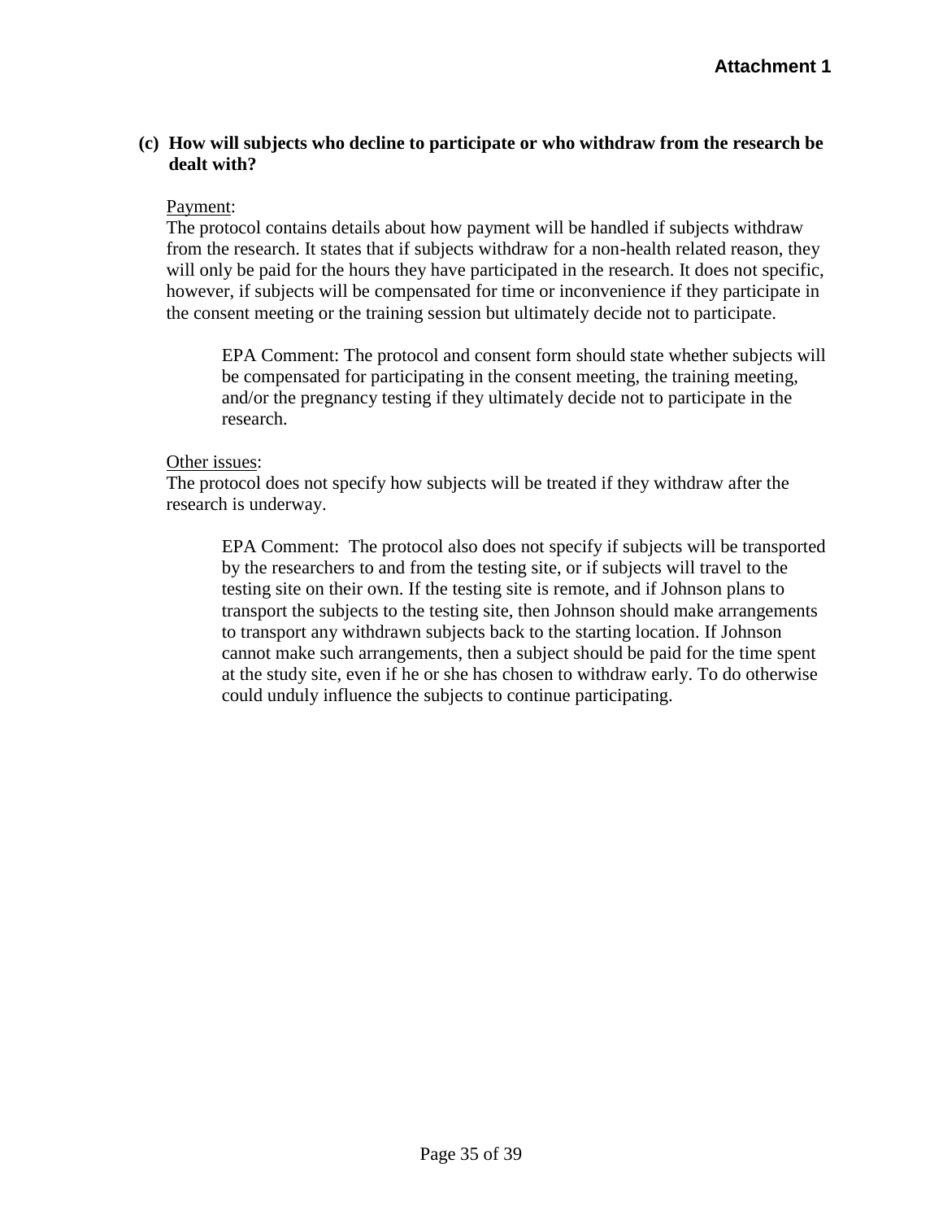**Attachment 1**

**(c) How will subjects who decline to participate or who withdraw from the research be dealt with?**

Payment:

The protocol contains details about how payment will be handled if subjects withdraw from the research. It states that if subjects withdraw for a non-health related reason, they will only be paid for the hours they have participated in the research. It does not specific, however, if subjects will be compensated for time or inconvenience if they participate in the consent meeting or the training session but ultimately decide not to participate.

> EPA Comment: The protocol and consent form should state whether subjects will be compensated for participating in the consent meeting, the training meeting, and/or the pregnancy testing if they ultimately decide not to participate in the research.

Other issues:

The protocol does not specify how subjects will be treated if they withdraw after the research is underway.

> EPA Comment: The protocol also does not specify if subjects will be transported by the researchers to and from the testing site, or if subjects will travel to the testing site on their own. If the testing site is remote, and if Johnson plans to transport the subjects to the testing site, then Johnson should make arrangements to transport any withdrawn subjects back to the starting location. If Johnson cannot make such arrangements, then a subject should be paid for the time spent at the study site, even if he or she has chosen to withdraw early. To do otherwise could unduly influence the subjects to continue participating.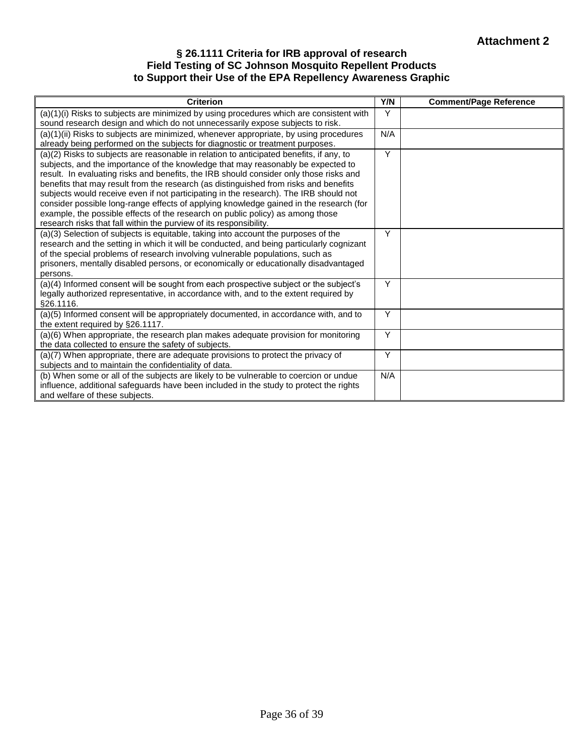**Attachment 2**

## § 26.1111 Criteria for IRB approval of research
## Field Testing of SC Johnson Mosquito Repellent Products to Support their Use of the EPA Repellency Awareness Graphic

| Criterion | Y/N | Comment/Page Reference |
|---|---|---|
| (a)(1)(i) Risks to subjects are minimized by using procedures which are consistent with sound research design and which do not unnecessarily expose subjects to risk. | Y | |
| (a)(1)(ii) Risks to subjects are minimized, whenever appropriate, by using procedures already being performed on the subjects for diagnostic or treatment purposes. | N/A | |
| (a)(2) Risks to subjects are reasonable in relation to anticipated benefits, if any, to subjects, and the importance of the knowledge that may reasonably be expected to result. In evaluating risks and benefits, the IRB should consider only those risks and benefits that may result from the research (as distinguished from risks and benefits subjects would receive even if not participating in the research). The IRB should not consider possible long-range effects of applying knowledge gained in the research (for example, the possible effects of the research on public policy) as among those research risks that fall within the purview of its responsibility. | Y | |
| (a)(3) Selection of subjects is equitable, taking into account the purposes of the research and the setting in which it will be conducted, and being particularly cognizant of the special problems of research involving vulnerable populations, such as prisoners, mentally disabled persons, or economically or educationally disadvantaged persons. | Y | |
| (a)(4) Informed consent will be sought from each prospective subject or the subject's legally authorized representative, in accordance with, and to the extent required by §26.1116. | Y | |
| (a)(5) Informed consent will be appropriately documented, in accordance with, and to the extent required by §26.1117. | Y | |
| (a)(6) When appropriate, the research plan makes adequate provision for monitoring the data collected to ensure the safety of subjects. | Y | |
| (a)(7) When appropriate, there are adequate provisions to protect the privacy of subjects and to maintain the confidentiality of data. | Y | |
| (b) When some or all of the subjects are likely to be vulnerable to coercion or undue influence, additional safeguards have been included in the study to protect the rights and welfare of these subjects. | N/A | |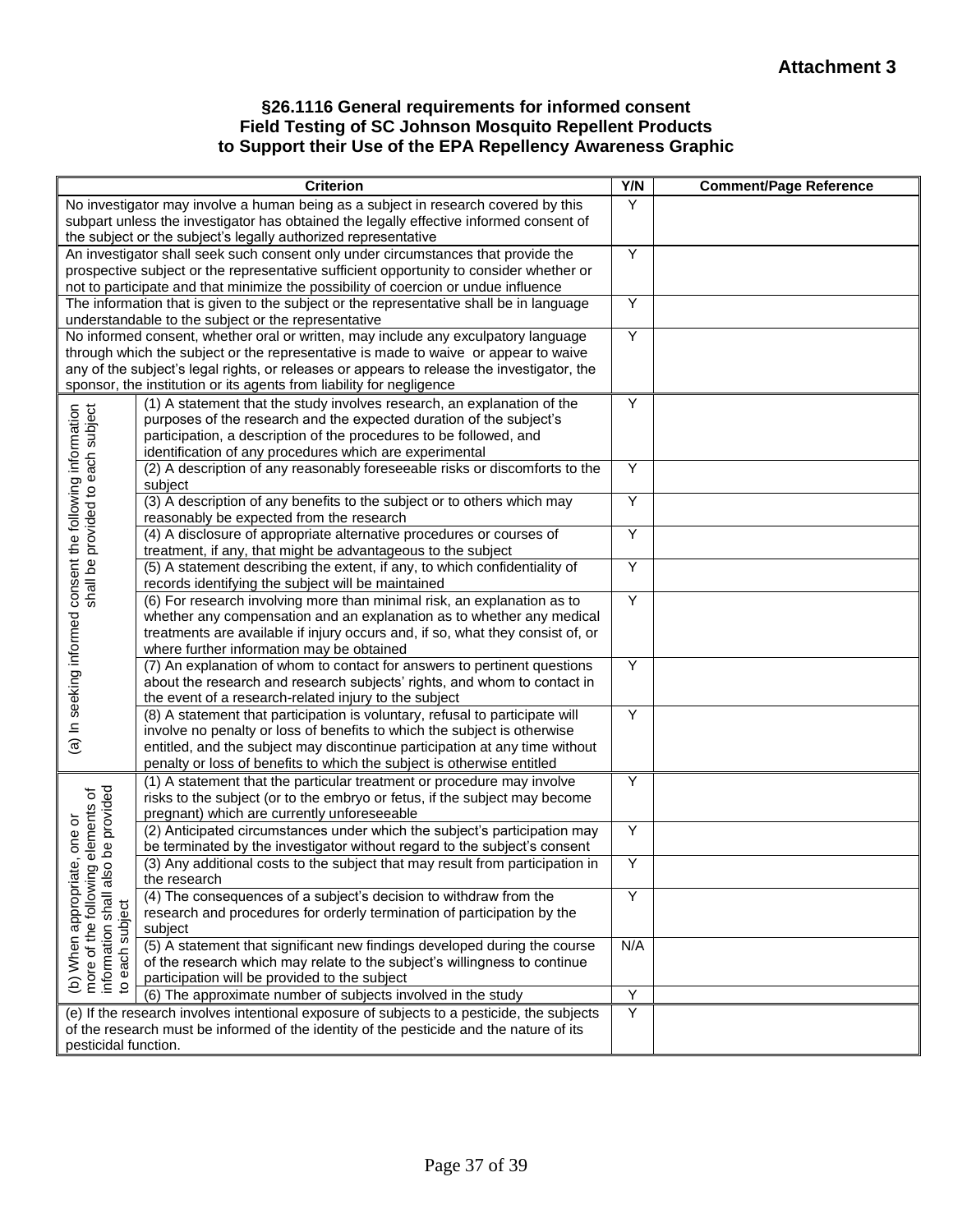**Attachment 3**

### §26.1116 General requirements for informed consent
### Field Testing of SC Johnson Mosquito Repellent Products to Support their Use of the EPA Repellency Awareness Graphic

| Criterion | | Y/N | Comment/Page Reference |
|---|---|---|---|
| No investigator may involve a human being as a subject in research covered by this subpart unless the investigator has obtained the legally effective informed consent of the subject or the subject's legally authorized representative | | Y | |
| An investigator shall seek such consent only under circumstances that provide the prospective subject or the representative sufficient opportunity to consider whether or not to participate and that minimize the possibility of coercion or undue influence | | Y | |
| The information that is given to the subject or the representative shall be in language understandable to the subject or the representative | | Y | |
| No informed consent, whether oral or written, may include any exculpatory language through which the subject or the representative is made to waive or appear to waive any of the subject's legal rights, or releases or appears to release the investigator, the sponsor, the institution or its agents from liability for negligence | | Y | |
| (a) In seeking informed consent the following information shall be provided to each subject | (1) A statement that the study involves research, an explanation of the purposes of the research and the expected duration of the subject's participation, a description of the procedures to be followed, and identification of any procedures which are experimental | Y | |
| | (2) A description of any reasonably foreseeable risks or discomforts to the subject | Y | |
| | (3) A description of any benefits to the subject or to others which may reasonably be expected from the research | Y | |
| | (4) A disclosure of appropriate alternative procedures or courses of treatment, if any, that might be advantageous to the subject | Y | |
| | (5) A statement describing the extent, if any, to which confidentiality of records identifying the subject will be maintained | Y | |
| | (6) For research involving more than minimal risk, an explanation as to whether any compensation and an explanation as to whether any medical treatments are available if injury occurs and, if so, what they consist of, or where further information may be obtained | Y | |
| | (7) An explanation of whom to contact for answers to pertinent questions about the research and research subjects' rights, and whom to contact in the event of a research-related injury to the subject | Y | |
| | (8) A statement that participation is voluntary, refusal to participate will involve no penalty or loss of benefits to which the subject is otherwise entitled, and the subject may discontinue participation at any time without penalty or loss of benefits to which the subject is otherwise entitled | Y | |
| (b) When appropriate, one or more of the following elements of information shall also be provided to each subject | (1) A statement that the particular treatment or procedure may involve risks to the subject (or to the embryo or fetus, if the subject may become pregnant) which are currently unforeseeable | Y | |
| | (2) Anticipated circumstances under which the subject's participation may be terminated by the investigator without regard to the subject's consent | Y | |
| | (3) Any additional costs to the subject that may result from participation in the research | Y | |
| | (4) The consequences of a subject's decision to withdraw from the research and procedures for orderly termination of participation by the subject | Y | |
| | (5) A statement that significant new findings developed during the course of the research which may relate to the subject's willingness to continue participation will be provided to the subject | N/A | |
| | (6) The approximate number of subjects involved in the study | Y | |
| (e) If the research involves intentional exposure of subjects to a pesticide, the subjects of the research must be informed of the identity of the pesticide and the nature of its pesticidal function. | | Y | |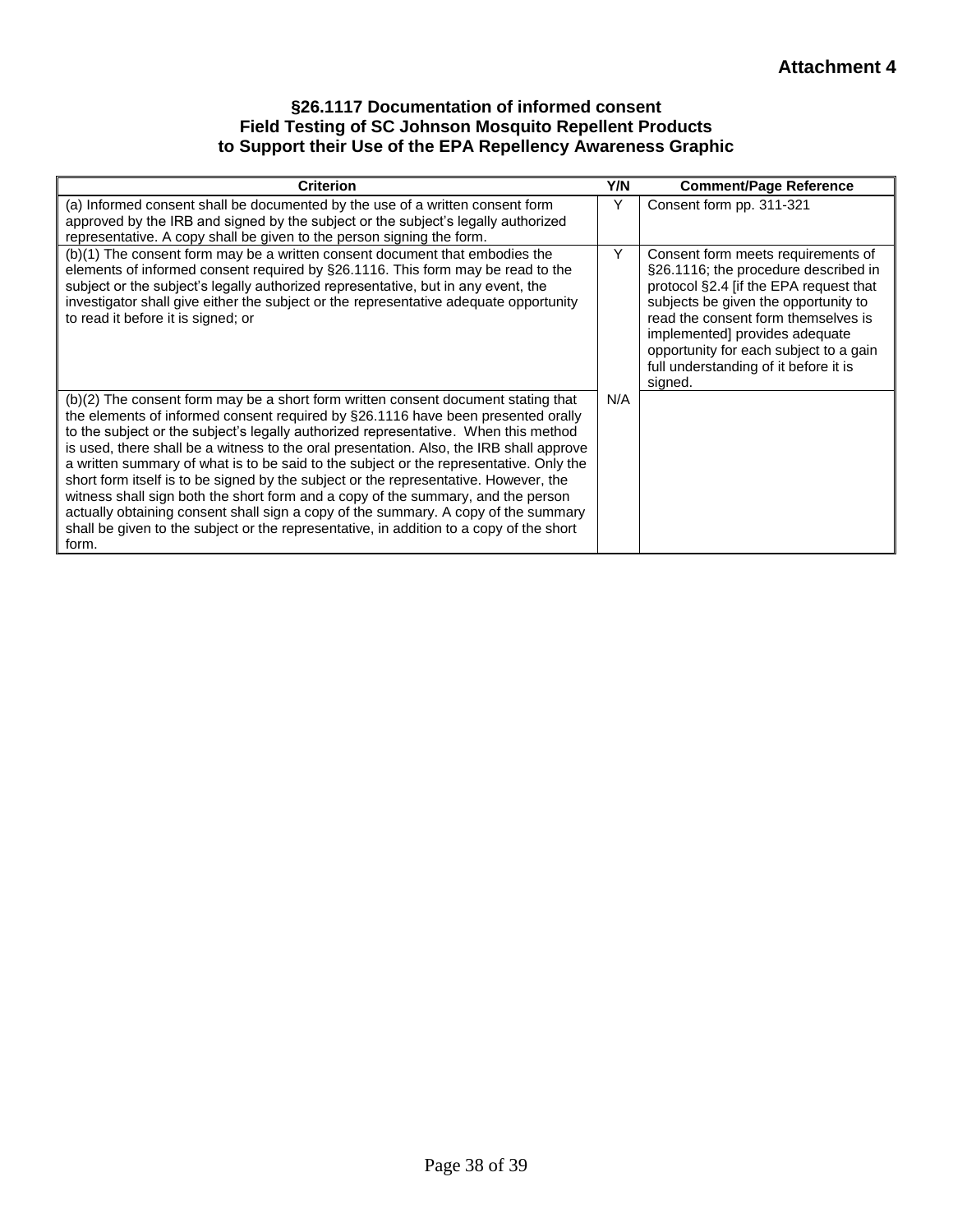**Attachment 4**

### §26.1117 Documentation of informed consent
### Field Testing of SC Johnson Mosquito Repellent Products to Support their Use of the EPA Repellency Awareness Graphic

| Criterion | Y/N | Comment/Page Reference |
|---|---|---|
| (a) Informed consent shall be documented by the use of a written consent form approved by the IRB and signed by the subject or the subject's legally authorized representative. A copy shall be given to the person signing the form. | Y | Consent form pp. 311-321 |
| (b)(1) The consent form may be a written consent document that embodies the elements of informed consent required by §26.1116. This form may be read to the subject or the subject's legally authorized representative, but in any event, the investigator shall give either the subject or the representative adequate opportunity to read it before it is signed; or | Y | Consent form meets requirements of §26.1116; the procedure described in protocol §2.4 [if the EPA request that subjects be given the opportunity to read the consent form themselves is implemented] provides adequate opportunity for each subject to a gain full understanding of it before it is signed. |
| (b)(2) The consent form may be a short form written consent document stating that the elements of informed consent required by §26.1116 have been presented orally to the subject or the subject's legally authorized representative. When this method is used, there shall be a witness to the oral presentation. Also, the IRB shall approve a written summary of what is to be said to the subject or the representative. Only the short form itself is to be signed by the subject or the representative. However, the witness shall sign both the short form and a copy of the summary, and the person actually obtaining consent shall sign a copy of the summary. A copy of the summary shall be given to the subject or the representative, in addition to a copy of the short form. | N/A | |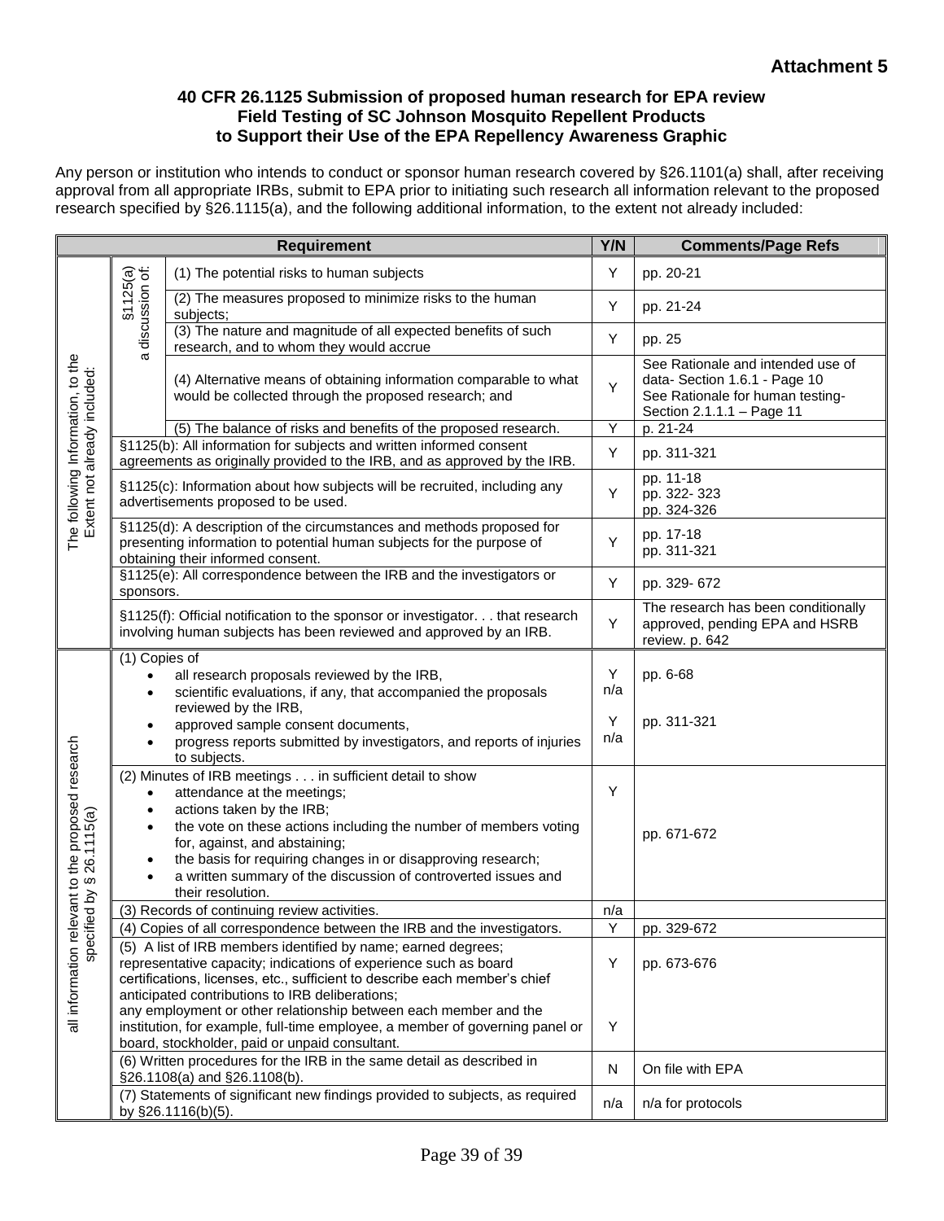**Attachment 5**

**40 CFR 26.1125 Submission of proposed human research for EPA review**
**Field Testing of SC Johnson Mosquito Repellent Products**
**to Support their Use of the EPA Repellency Awareness Graphic**

Any person or institution who intends to conduct or sponsor human research covered by §26.1101(a) shall, after receiving approval from all appropriate IRBs, submit to EPA prior to initiating such research all information relevant to the proposed research specified by §26.1115(a), and the following additional information, to the extent not already included:

| Requirement | | | Y/N | Comments/Page Refs |
|---|---|---|---|---|
| The following Information, to the Extent not already included: | §1125(a) a discussion of: | (1) The potential risks to human subjects | Y | pp. 20-21 |
| | | (2) The measures proposed to minimize risks to the human subjects; | Y | pp. 21-24 |
| | | (3) The nature and magnitude of all expected benefits of such research, and to whom they would accrue | Y | pp. 25 |
| | | (4) Alternative means of obtaining information comparable to what would be collected through the proposed research; and | Y | See Rationale and intended use of data- Section 1.6.1 - Page 10<br>See Rationale for human testing- Section 2.1.1.1 – Page 11 |
| | | (5) The balance of risks and benefits of the proposed research. | Y | p. 21-24 |
| | §1125(b): All information for subjects and written informed consent agreements as originally provided to the IRB, and as approved by the IRB. | | Y | pp. 311-321 |
| | §1125(c): Information about how subjects will be recruited, including any advertisements proposed to be used. | | Y | pp. 11-18<br>pp. 322- 323<br>pp. 324-326 |
| | §1125(d): A description of the circumstances and methods proposed for presenting information to potential human subjects for the purpose of obtaining their informed consent. | | Y | pp. 17-18<br>pp. 311-321 |
| | §1125(e): All correspondence between the IRB and the investigators or sponsors. | | Y | pp. 329- 672 |
| | §1125(f): Official notification to the sponsor or investigator. . . that research involving human subjects has been reviewed and approved by an IRB. | | Y | The research has been conditionally approved, pending EPA and HSRB review. p. 642 |
| all information relevant to the proposed research specified by § 26.1115(a) | (1) Copies of<br>• all research proposals reviewed by the IRB,<br>• scientific evaluations, if any, that accompanied the proposals reviewed by the IRB,<br>• approved sample consent documents,<br>• progress reports submitted by investigators, and reports of injuries to subjects. | | Y<br>n/a<br><br>Y<br>n/a | pp. 6-68<br><br><br>pp. 311-321 |
| | (2) Minutes of IRB meetings . . . in sufficient detail to show<br>• attendance at the meetings;<br>• actions taken by the IRB;<br>• the vote on these actions including the number of members voting for, against, and abstaining;<br>• the basis for requiring changes in or disapproving research;<br>• a written summary of the discussion of controverted issues and their resolution. | | Y | pp. 671-672 |
| | (3) Records of continuing review activities. | | n/a | |
| | (4) Copies of all correspondence between the IRB and the investigators. | | Y | pp. 329-672 |
| | (5) A list of IRB members identified by name; earned degrees; representative capacity; indications of experience such as board certifications, licenses, etc., sufficient to describe each member's chief anticipated contributions to IRB deliberations;<br>any employment or other relationship between each member and the institution, for example, full-time employee, a member of governing panel or board, stockholder, paid or unpaid consultant. | | Y<br><br><br>Y | pp. 673-676 |
| | (6) Written procedures for the IRB in the same detail as described in §26.1108(a) and §26.1108(b). | | N | On file with EPA |
| | (7) Statements of significant new findings provided to subjects, as required by §26.1116(b)(5). | | n/a | n/a for protocols |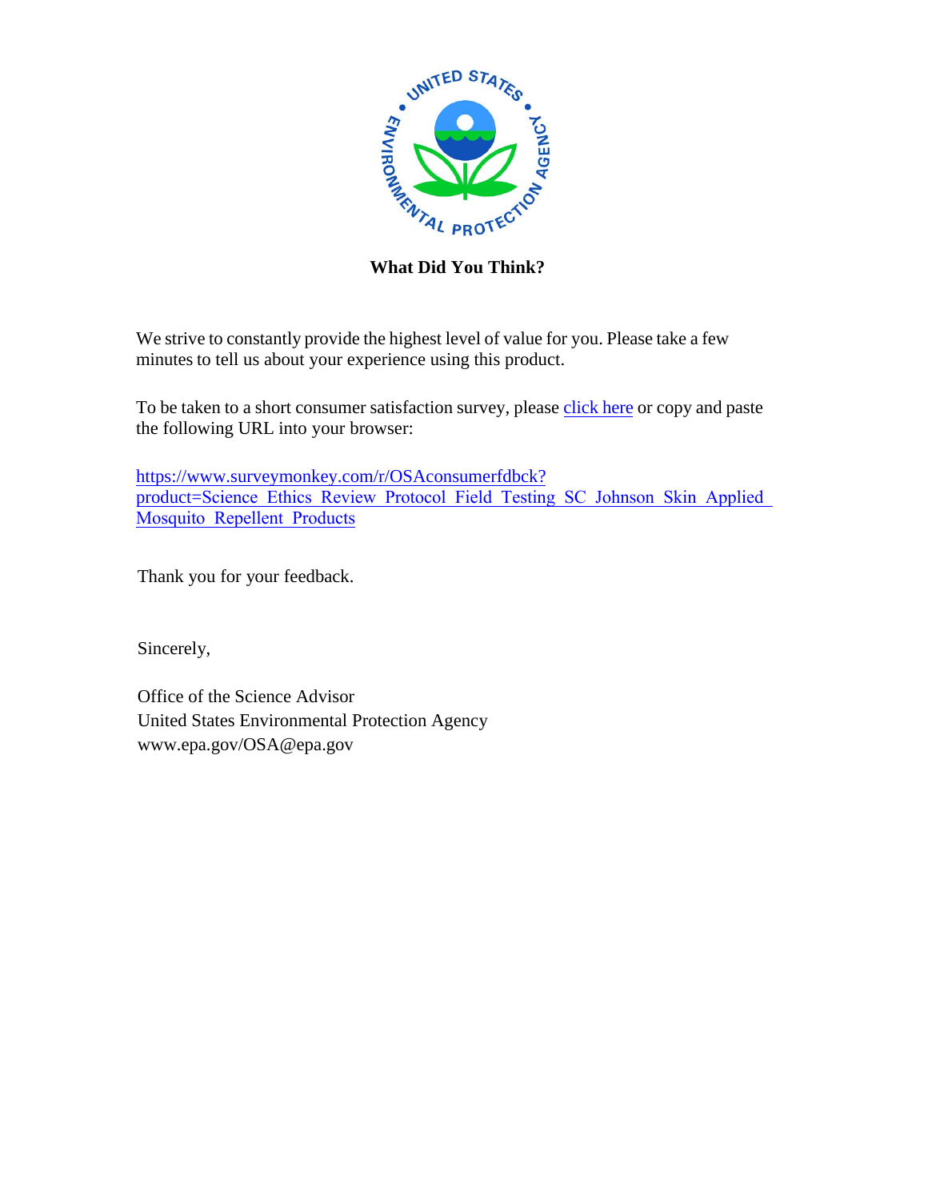**What Did You Think?**

We strive to constantly provide the highest level of value for you. Please take a few minutes to tell us about your experience using this product.

To be taken to a short consumer satisfaction survey, please click here or copy and paste the following URL into your browser:

https://www.surveymonkey.com/r/OSAconsumerfdbck?product=Science_Ethics_Review_Protocol_Field_Testing_SC_Johnson_Skin_Applied_Mosquito_Repellent_Products

Thank you for your feedback.

Sincerely,

Office of the Science Advisor
United States Environmental Protection Agency
www.epa.gov/OSA@epa.gov